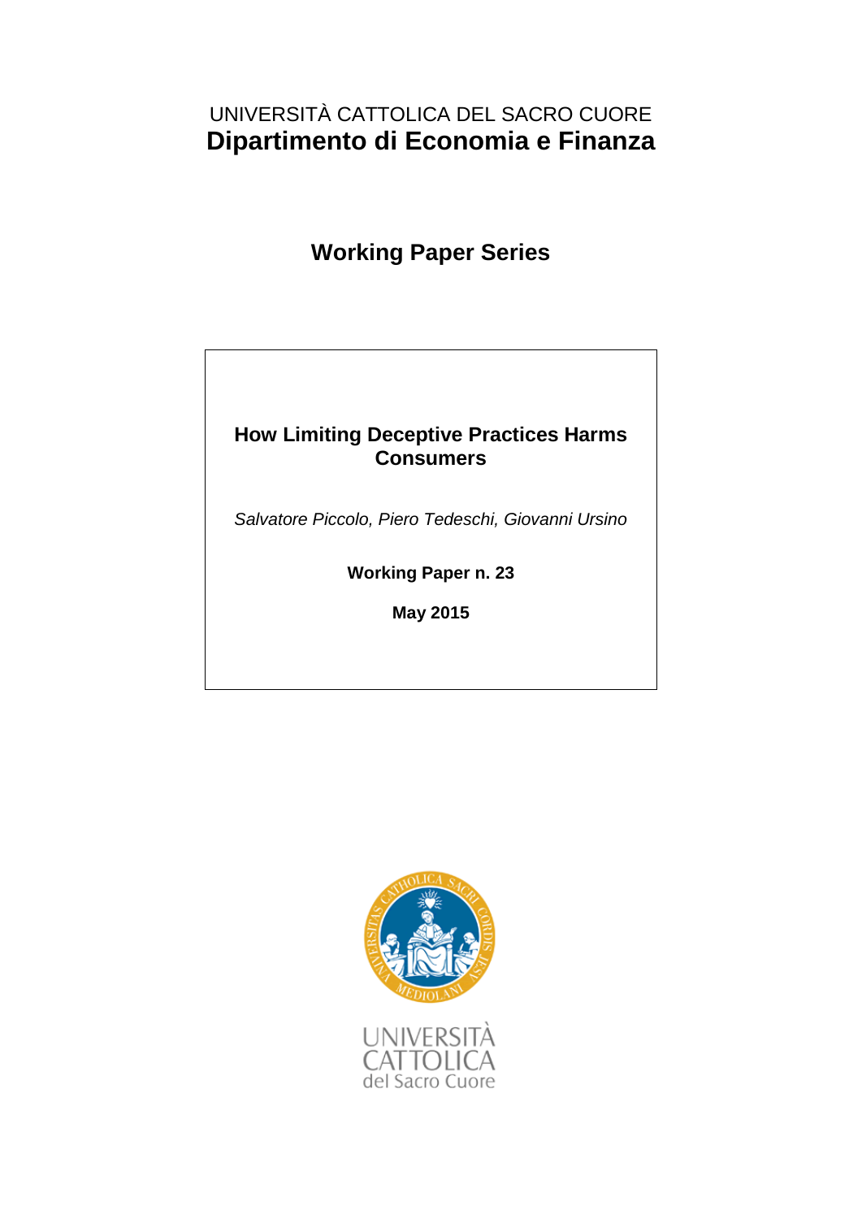UNIVERSITÀ CATTOLICA DEL SACRO CUORE

**Dipartimento di Economia e Finanza**

## Working Paper Series

# How Limiting Deceptive Practices Harms Consumers

*Salvatore Piccolo, Piero Tedeschi, Giovanni Ursino*

**Working Paper n. 23**

**May 2015**

UNIVERSITÀ CATTOLICA del Sacro Cuore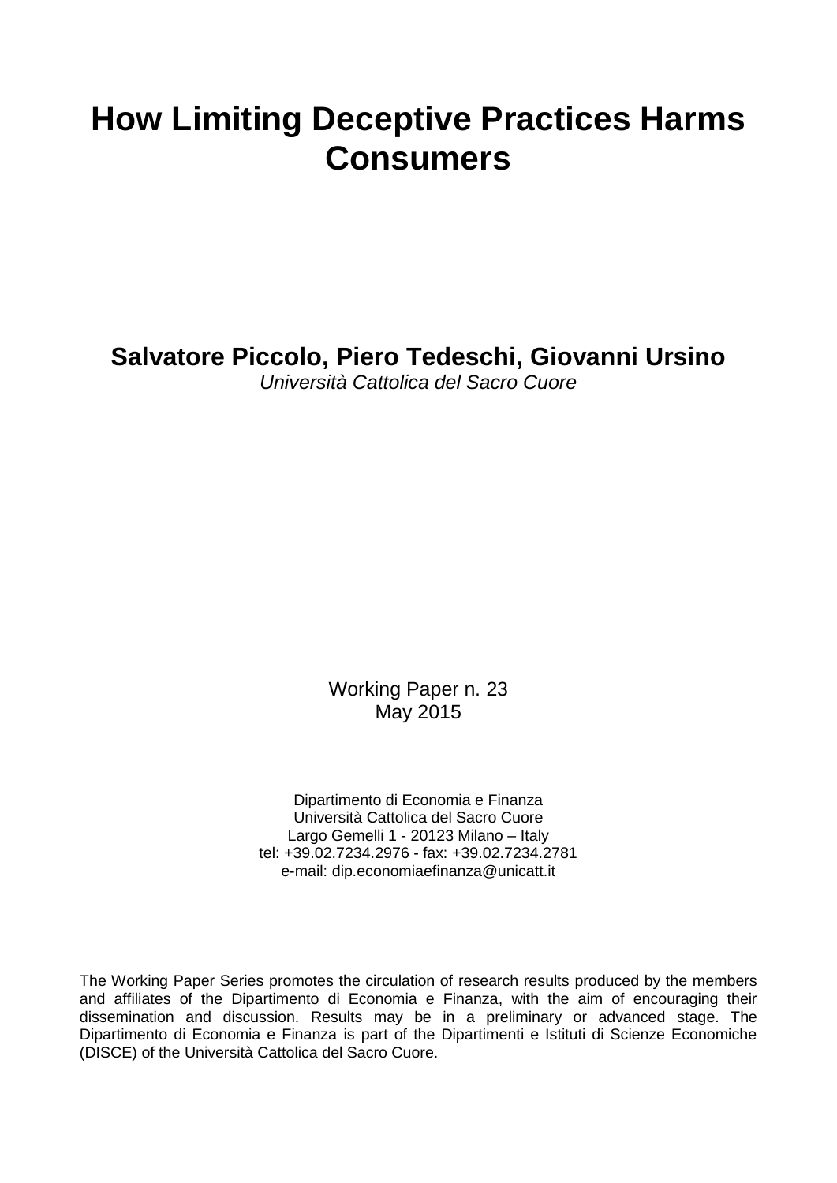# How Limiting Deceptive Practices Harms Consumers

**Salvatore Piccolo, Piero Tedeschi, Giovanni Ursino**
*Università Cattolica del Sacro Cuore*

Working Paper n. 23
May 2015

Dipartimento di Economia e Finanza
Università Cattolica del Sacro Cuore
Largo Gemelli 1 - 20123 Milano – Italy
tel: +39.02.7234.2976 - fax: +39.02.7234.2781
e-mail: dip.economiaefinanza@unicatt.it

The Working Paper Series promotes the circulation of research results produced by the members and affiliates of the Dipartimento di Economia e Finanza, with the aim of encouraging their dissemination and discussion. Results may be in a preliminary or advanced stage. The Dipartimento di Economia e Finanza is part of the Dipartimenti e Istituti di Scienze Economiche (DISCE) of the Università Cattolica del Sacro Cuore.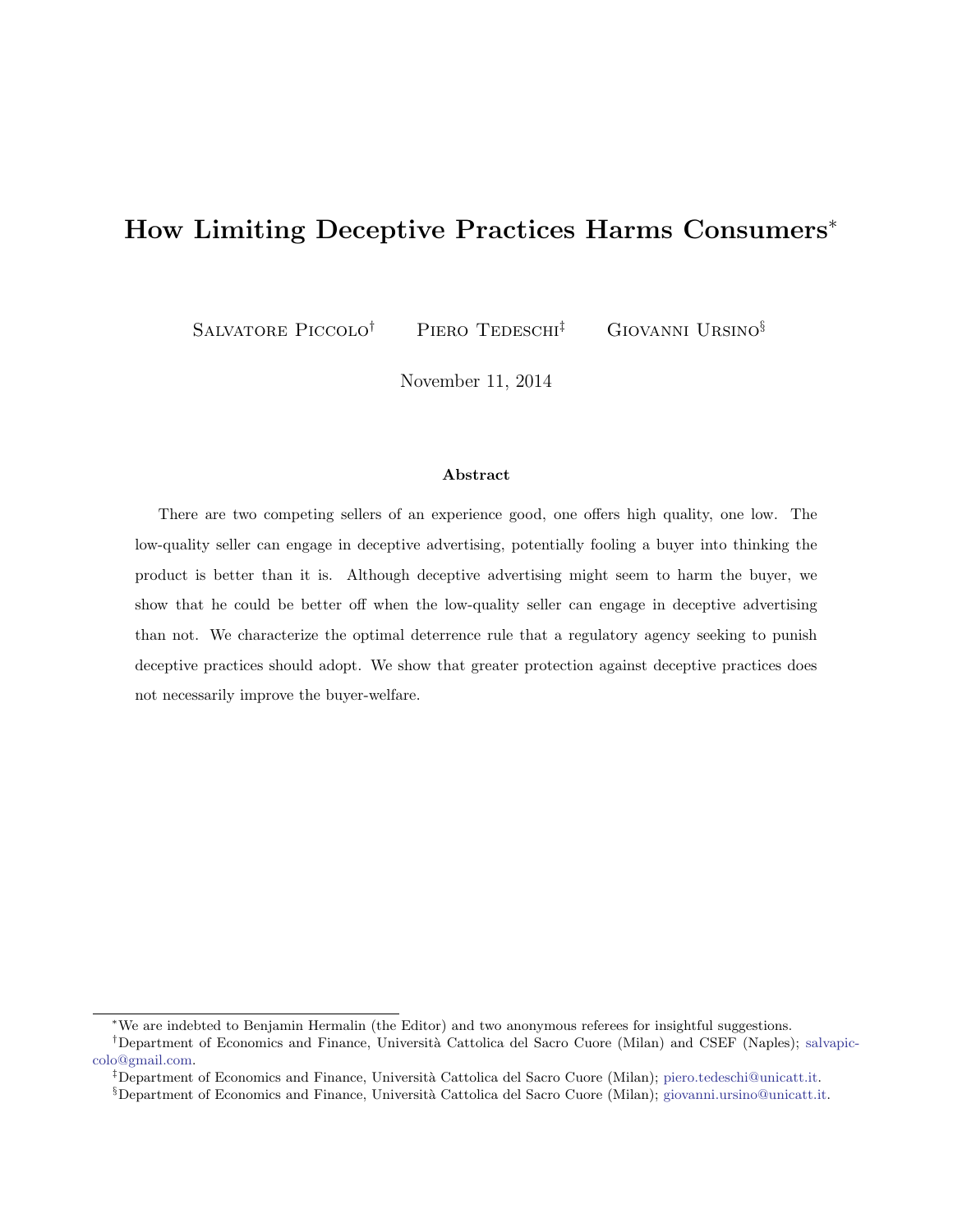# How Limiting Deceptive Practices Harms Consumers[*]

Salvatore Piccolo[†] Piero Tedeschi[‡] Giovanni Ursino[§]

November 11, 2014

### Abstract

There are two competing sellers of an experience good, one offers high quality, one low. The low-quality seller can engage in deceptive advertising, potentially fooling a buyer into thinking the product is better than it is. Although deceptive advertising might seem to harm the buyer, we show that he could be better off when the low-quality seller can engage in deceptive advertising than not. We characterize the optimal deterrence rule that a regulatory agency seeking to punish deceptive practices should adopt. We show that greater protection against deceptive practices does not necessarily improve the buyer-welfare.

---

[*] We are indebted to Benjamin Hermalin (the Editor) and two anonymous referees for insightful suggestions.

[†] Department of Economics and Finance, Università Cattolica del Sacro Cuore (Milan) and CSEF (Naples); salvapiccolo@gmail.com.

[‡] Department of Economics and Finance, Università Cattolica del Sacro Cuore (Milan); piero.tedeschi@unicatt.it.

[§] Department of Economics and Finance, Università Cattolica del Sacro Cuore (Milan); giovanni.ursino@unicatt.it.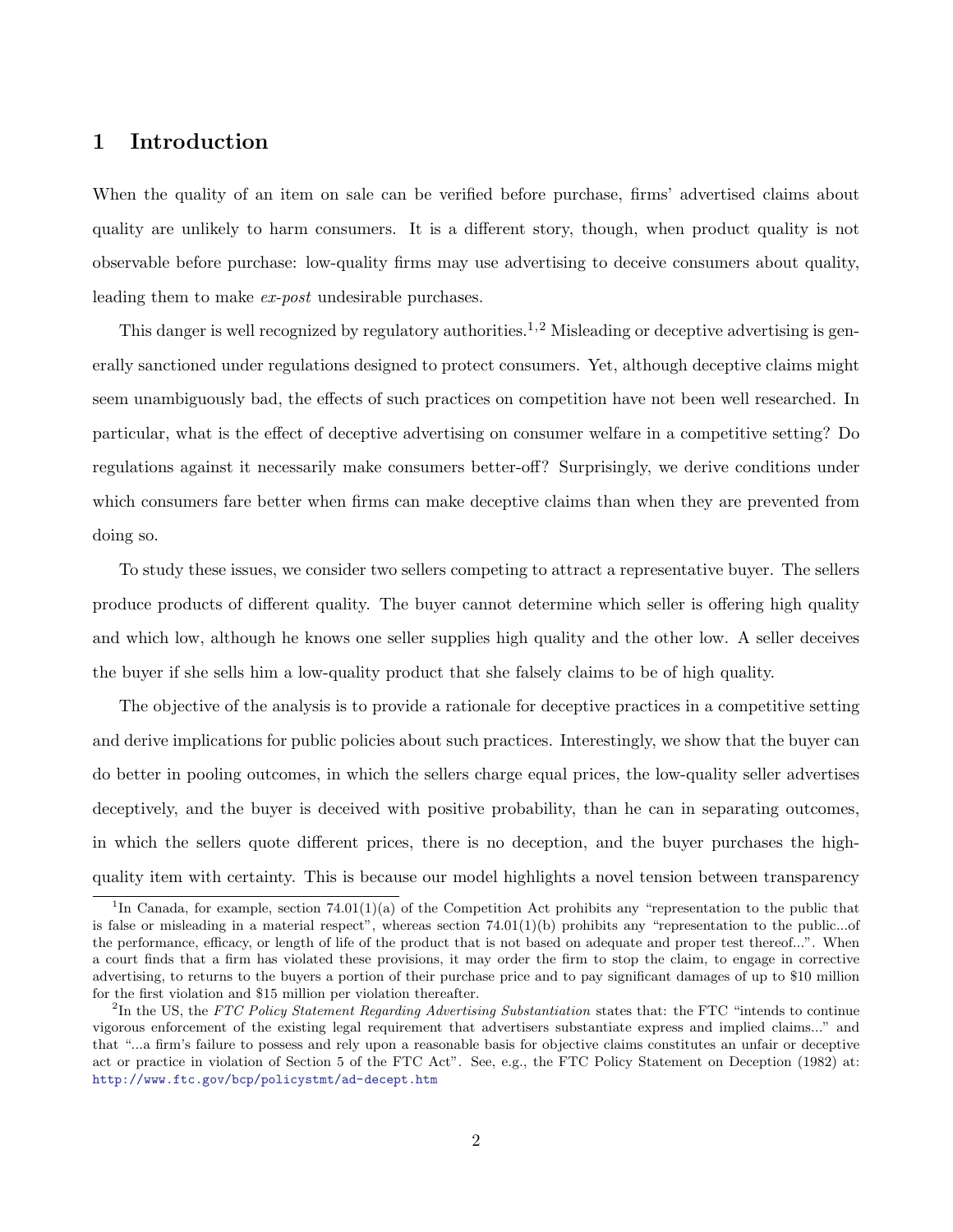# 1 Introduction

When the quality of an item on sale can be verified before purchase, firms' advertised claims about quality are unlikely to harm consumers. It is a different story, though, when product quality is not observable before purchase: low-quality firms may use advertising to deceive consumers about quality, leading them to make *ex-post* undesirable purchases.

This danger is well recognized by regulatory authorities.[1,2] Misleading or deceptive advertising is generally sanctioned under regulations designed to protect consumers. Yet, although deceptive claims might seem unambiguously bad, the effects of such practices on competition have not been well researched. In particular, what is the effect of deceptive advertising on consumer welfare in a competitive setting? Do regulations against it necessarily make consumers better-off? Surprisingly, we derive conditions under which consumers fare better when firms can make deceptive claims than when they are prevented from doing so.

To study these issues, we consider two sellers competing to attract a representative buyer. The sellers produce products of different quality. The buyer cannot determine which seller is offering high quality and which low, although he knows one seller supplies high quality and the other low. A seller deceives the buyer if she sells him a low-quality product that she falsely claims to be of high quality.

The objective of the analysis is to provide a rationale for deceptive practices in a competitive setting and derive implications for public policies about such practices. Interestingly, we show that the buyer can do better in pooling outcomes, in which the sellers charge equal prices, the low-quality seller advertises deceptively, and the buyer is deceived with positive probability, than he can in separating outcomes, in which the sellers quote different prices, there is no deception, and the buyer purchases the high-quality item with certainty. This is because our model highlights a novel tension between transparency

[1] In Canada, for example, section 74.01(1)(a) of the Competition Act prohibits any "representation to the public that is false or misleading in a material respect", whereas section 74.01(1)(b) prohibits any "representation to the public...of the performance, efficacy, or length of life of the product that is not based on adequate and proper test thereof...". When a court finds that a firm has violated these provisions, it may order the firm to stop the claim, to engage in corrective advertising, to returns to the buyers a portion of their purchase price and to pay significant damages of up to \$10 million for the first violation and \$15 million per violation thereafter.

[2] In the US, the *FTC Policy Statement Regarding Advertising Substantiation* states that: the FTC "intends to continue vigorous enforcement of the existing legal requirement that advertisers substantiate express and implied claims..." and that "...a firm's failure to possess and rely upon a reasonable basis for objective claims constitutes an unfair or deceptive act or practice in violation of Section 5 of the FTC Act". See, e.g., the FTC Policy Statement on Deception (1982) at: http://www.ftc.gov/bcp/policystmt/ad-decept.htm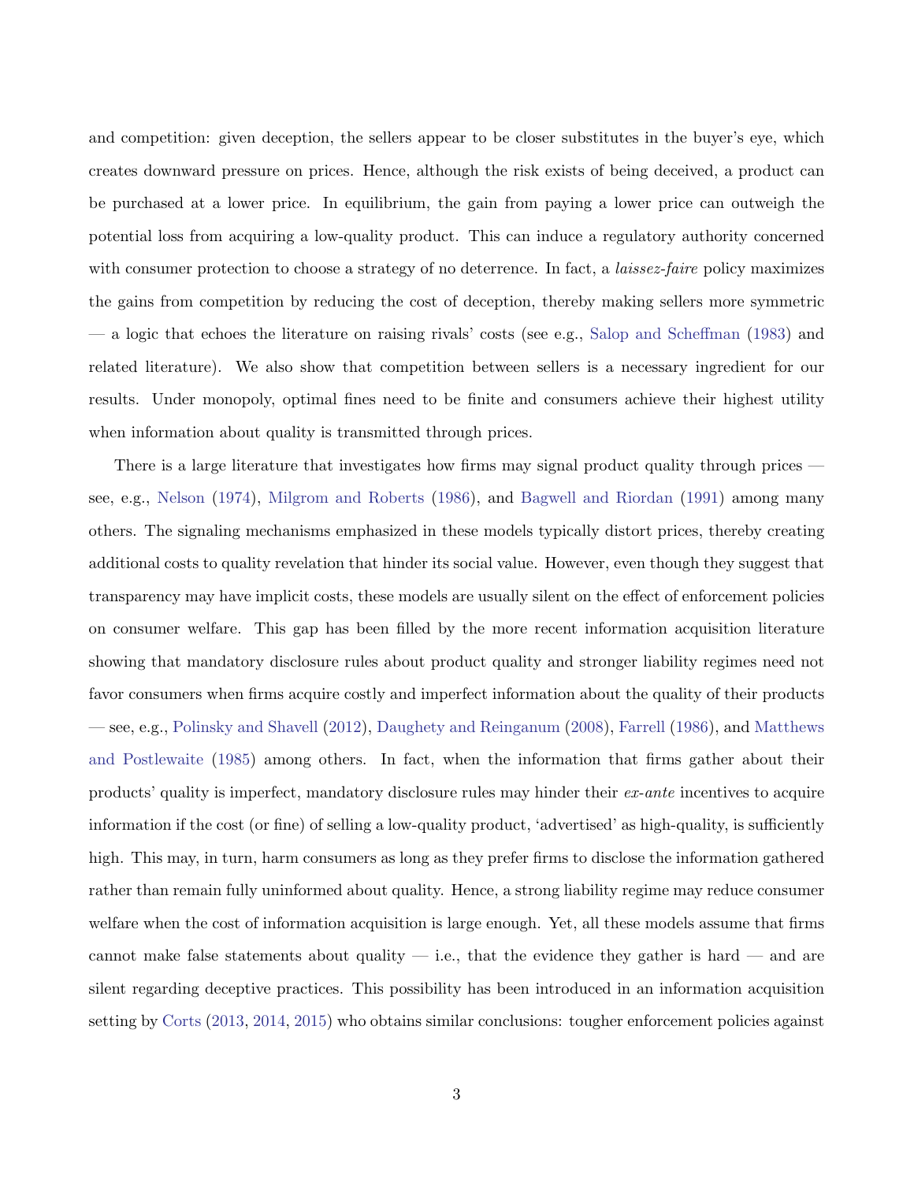and competition: given deception, the sellers appear to be closer substitutes in the buyer's eye, which creates downward pressure on prices. Hence, although the risk exists of being deceived, a product can be purchased at a lower price. In equilibrium, the gain from paying a lower price can outweigh the potential loss from acquiring a low-quality product. This can induce a regulatory authority concerned with consumer protection to choose a strategy of no deterrence. In fact, a *laissez-faire* policy maximizes the gains from competition by reducing the cost of deception, thereby making sellers more symmetric — a logic that echoes the literature on raising rivals' costs (see e.g., Salop and Scheffman (1983) and related literature). We also show that competition between sellers is a necessary ingredient for our results. Under monopoly, optimal fines need to be finite and consumers achieve their highest utility when information about quality is transmitted through prices.

There is a large literature that investigates how firms may signal product quality through prices — see, e.g., Nelson (1974), Milgrom and Roberts (1986), and Bagwell and Riordan (1991) among many others. The signaling mechanisms emphasized in these models typically distort prices, thereby creating additional costs to quality revelation that hinder its social value. However, even though they suggest that transparency may have implicit costs, these models are usually silent on the effect of enforcement policies on consumer welfare. This gap has been filled by the more recent information acquisition literature showing that mandatory disclosure rules about product quality and stronger liability regimes need not favor consumers when firms acquire costly and imperfect information about the quality of their products — see, e.g., Polinsky and Shavell (2012), Daughety and Reinganum (2008), Farrell (1986), and Matthews and Postlewaite (1985) among others. In fact, when the information that firms gather about their products' quality is imperfect, mandatory disclosure rules may hinder their *ex-ante* incentives to acquire information if the cost (or fine) of selling a low-quality product, 'advertised' as high-quality, is sufficiently high. This may, in turn, harm consumers as long as they prefer firms to disclose the information gathered rather than remain fully uninformed about quality. Hence, a strong liability regime may reduce consumer welfare when the cost of information acquisition is large enough. Yet, all these models assume that firms cannot make false statements about quality — i.e., that the evidence they gather is hard — and are silent regarding deceptive practices. This possibility has been introduced in an information acquisition setting by Corts (2013, 2014, 2015) who obtains similar conclusions: tougher enforcement policies against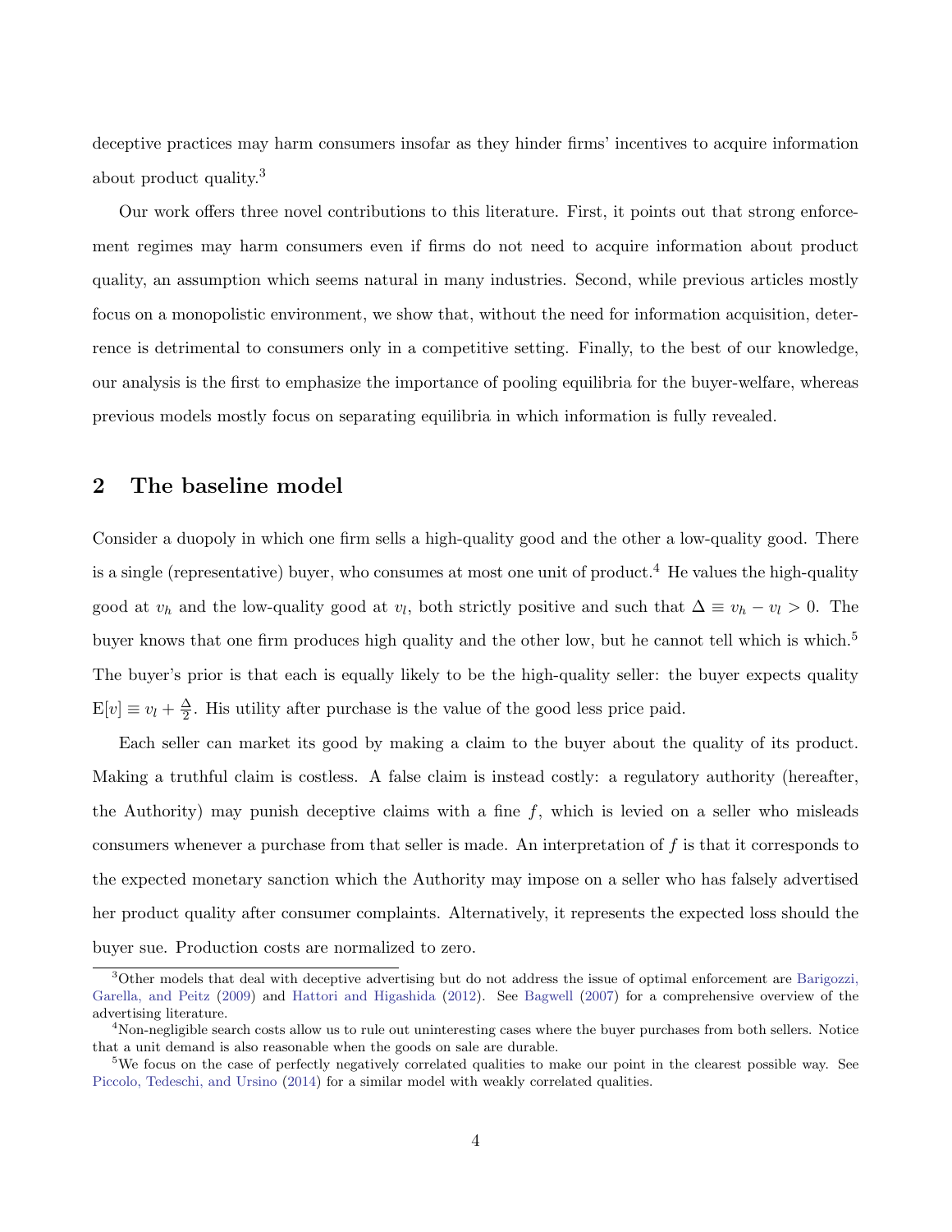deceptive practices may harm consumers insofar as they hinder firms' incentives to acquire information about product quality.[3]

Our work offers three novel contributions to this literature. First, it points out that strong enforcement regimes may harm consumers even if firms do not need to acquire information about product quality, an assumption which seems natural in many industries. Second, while previous articles mostly focus on a monopolistic environment, we show that, without the need for information acquisition, deterrence is detrimental to consumers only in a competitive setting. Finally, to the best of our knowledge, our analysis is the first to emphasize the importance of pooling equilibria for the buyer-welfare, whereas previous models mostly focus on separating equilibria in which information is fully revealed.

## 2 The baseline model

Consider a duopoly in which one firm sells a high-quality good and the other a low-quality good. There is a single (representative) buyer, who consumes at most one unit of product.[4] He values the high-quality good at $v_h$ and the low-quality good at $v_l$, both strictly positive and such that $\Delta \equiv v_h - v_l > 0$. The buyer knows that one firm produces high quality and the other low, but he cannot tell which is which.[5] The buyer's prior is that each is equally likely to be the high-quality seller: the buyer expects quality $\mathrm{E}[v] \equiv v_l + \frac{\Delta}{2}$. His utility after purchase is the value of the good less price paid.

Each seller can market its good by making a claim to the buyer about the quality of its product. Making a truthful claim is costless. A false claim is instead costly: a regulatory authority (hereafter, the Authority) may punish deceptive claims with a fine $f$, which is levied on a seller who misleads consumers whenever a purchase from that seller is made. An interpretation of $f$ is that it corresponds to the expected monetary sanction which the Authority may impose on a seller who has falsely advertised her product quality after consumer complaints. Alternatively, it represents the expected loss should the buyer sue. Production costs are normalized to zero.

---

[3] Other models that deal with deceptive advertising but do not address the issue of optimal enforcement are Barigozzi, Garella, and Peitz (2009) and Hattori and Higashida (2012). See Bagwell (2007) for a comprehensive overview of the advertising literature.

[4] Non-negligible search costs allow us to rule out uninteresting cases where the buyer purchases from both sellers. Notice that a unit demand is also reasonable when the goods on sale are durable.

[5] We focus on the case of perfectly negatively correlated qualities to make our point in the clearest possible way. See Piccolo, Tedeschi, and Ursino (2014) for a similar model with weakly correlated qualities.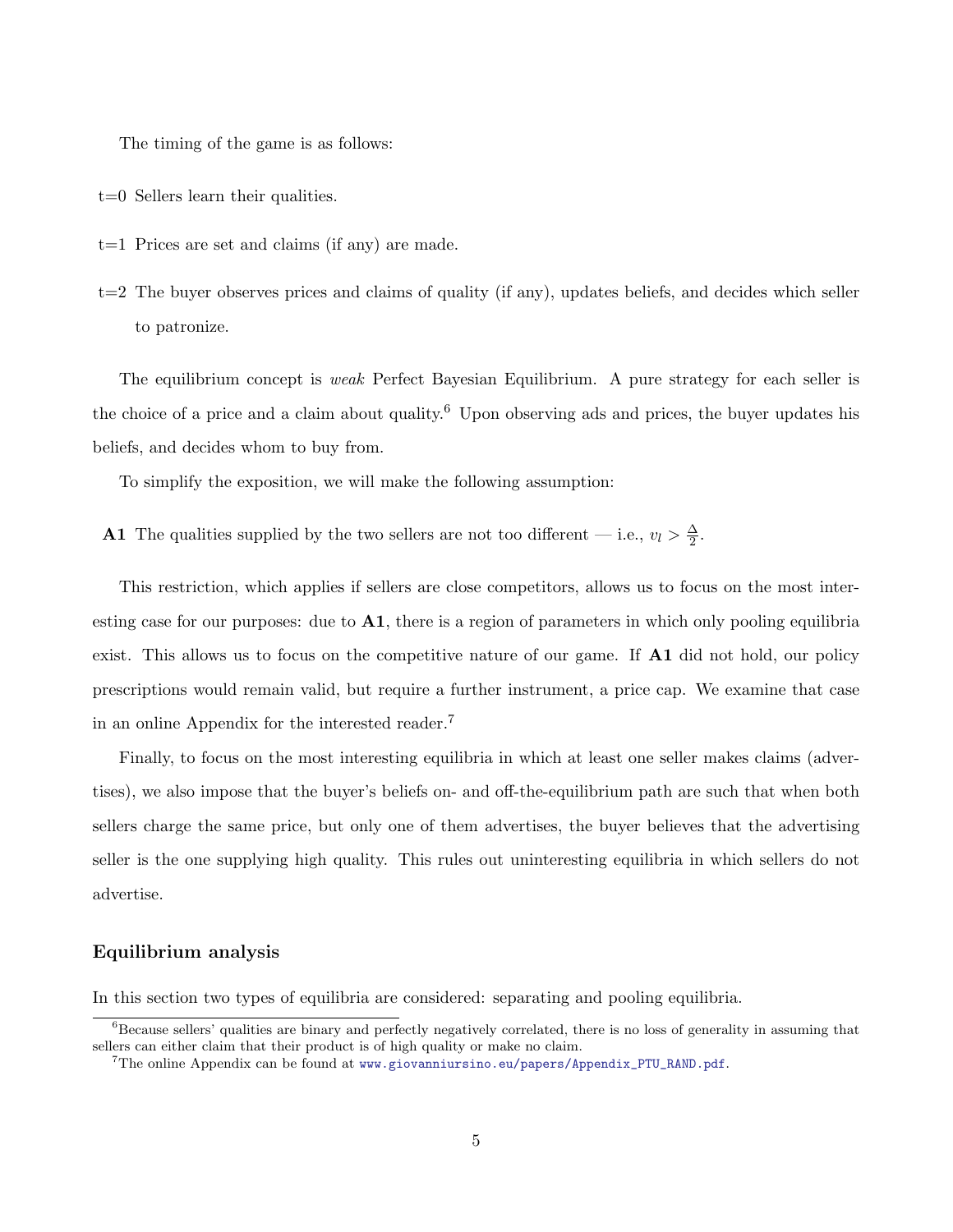The timing of the game is as follows:

t=0 Sellers learn their qualities.

t=1 Prices are set and claims (if any) are made.

t=2 The buyer observes prices and claims of quality (if any), updates beliefs, and decides which seller to patronize.

The equilibrium concept is *weak* Perfect Bayesian Equilibrium. A pure strategy for each seller is the choice of a price and a claim about quality.[6] Upon observing ads and prices, the buyer updates his beliefs, and decides whom to buy from.

To simplify the exposition, we will make the following assumption:

**A1** The qualities supplied by the two sellers are not too different — i.e., $v_l > \frac{\Delta}{2}$.

This restriction, which applies if sellers are close competitors, allows us to focus on the most interesting case for our purposes: due to **A1**, there is a region of parameters in which only pooling equilibria exist. This allows us to focus on the competitive nature of our game. If **A1** did not hold, our policy prescriptions would remain valid, but require a further instrument, a price cap. We examine that case in an online Appendix for the interested reader.[7]

Finally, to focus on the most interesting equilibria in which at least one seller makes claims (advertises), we also impose that the buyer's beliefs on- and off-the-equilibrium path are such that when both sellers charge the same price, but only one of them advertises, the buyer believes that the advertising seller is the one supplying high quality. This rules out uninteresting equilibria in which sellers do not advertise.

### Equilibrium analysis

In this section two types of equilibria are considered: separating and pooling equilibria.

[6] Because sellers' qualities are binary and perfectly negatively correlated, there is no loss of generality in assuming that sellers can either claim that their product is of high quality or make no claim.

[7] The online Appendix can be found at www.giovanniursino.eu/papers/Appendix_PTU_RAND.pdf.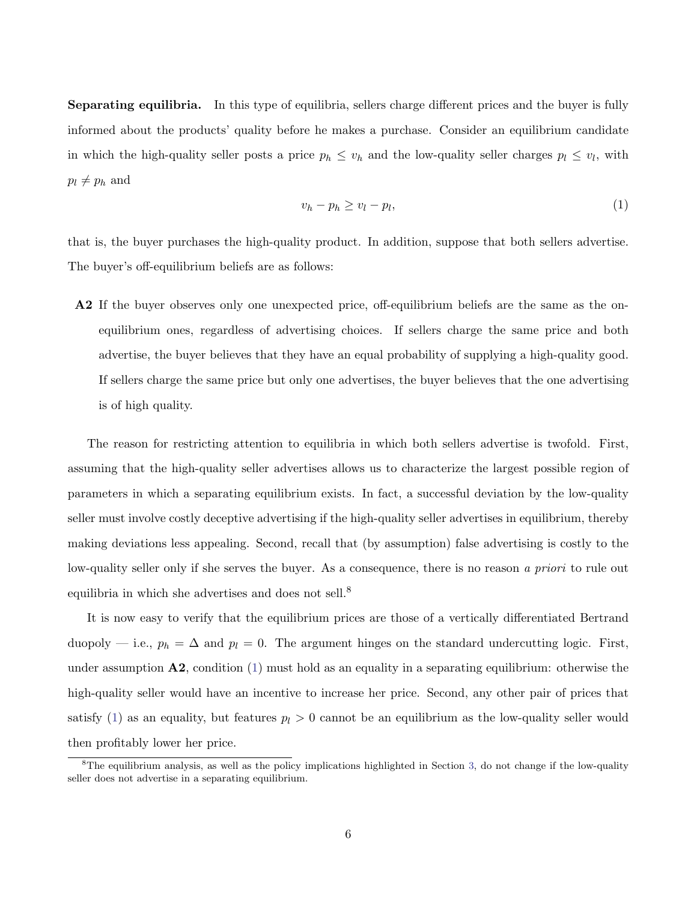**Separating equilibria.** In this type of equilibria, sellers charge different prices and the buyer is fully informed about the products' quality before he makes a purchase. Consider an equilibrium candidate in which the high-quality seller posts a price $p_h \leq v_h$ and the low-quality seller charges $p_l \leq v_l$, with $p_l \neq p_h$ and

$$v_h - p_h \geq v_l - p_l, \tag{1}$$

that is, the buyer purchases the high-quality product. In addition, suppose that both sellers advertise. The buyer's off-equilibrium beliefs are as follows:

**A2** If the buyer observes only one unexpected price, off-equilibrium beliefs are the same as the on-equilibrium ones, regardless of advertising choices. If sellers charge the same price and both advertise, the buyer believes that they have an equal probability of supplying a high-quality good. If sellers charge the same price but only one advertises, the buyer believes that the one advertising is of high quality.

The reason for restricting attention to equilibria in which both sellers advertise is twofold. First, assuming that the high-quality seller advertises allows us to characterize the largest possible region of parameters in which a separating equilibrium exists. In fact, a successful deviation by the low-quality seller must involve costly deceptive advertising if the high-quality seller advertises in equilibrium, thereby making deviations less appealing. Second, recall that (by assumption) false advertising is costly to the low-quality seller only if she serves the buyer. As a consequence, there is no reason *a priori* to rule out equilibria in which she advertises and does not sell.[8]

It is now easy to verify that the equilibrium prices are those of a vertically differentiated Bertrand duopoly — i.e., $p_h = \Delta$ and $p_l = 0$. The argument hinges on the standard undercutting logic. First, under assumption **A2**, condition (1) must hold as an equality in a separating equilibrium: otherwise the high-quality seller would have an incentive to increase her price. Second, any other pair of prices that satisfy (1) as an equality, but features $p_l > 0$ cannot be an equilibrium as the low-quality seller would then profitably lower her price.

[8] The equilibrium analysis, as well as the policy implications highlighted in Section 3, do not change if the low-quality seller does not advertise in a separating equilibrium.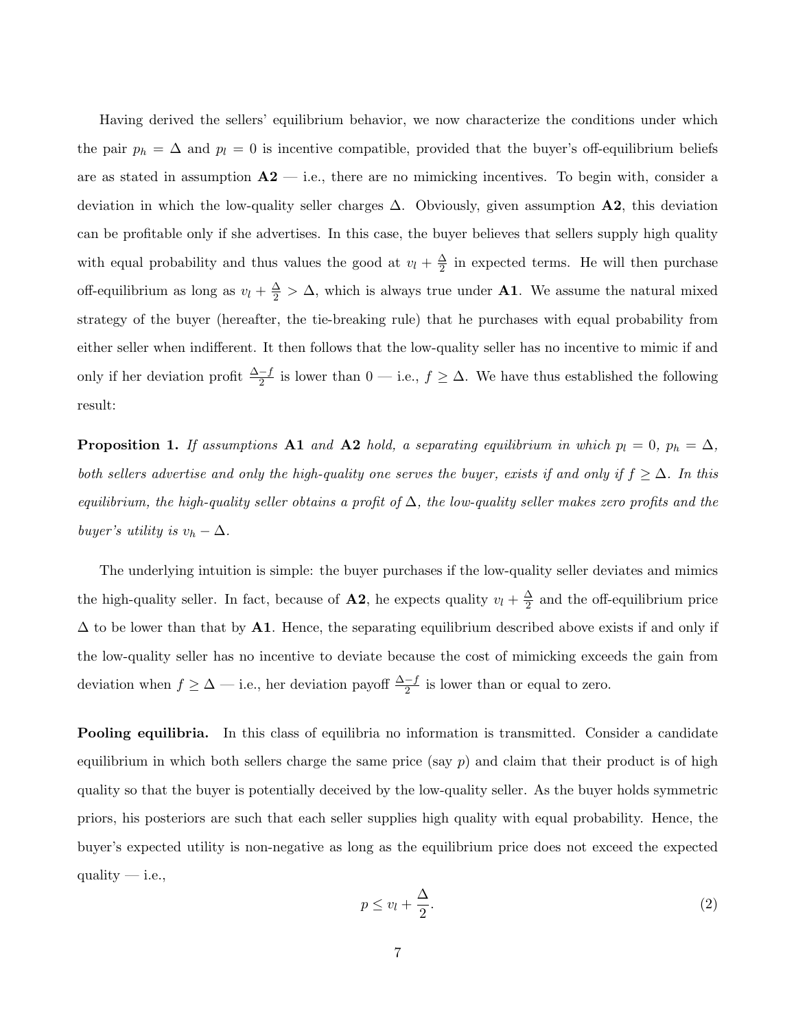Having derived the sellers' equilibrium behavior, we now characterize the conditions under which the pair $p_h = \Delta$ and $p_l = 0$ is incentive compatible, provided that the buyer's off-equilibrium beliefs are as stated in assumption **A2** — i.e., there are no mimicking incentives. To begin with, consider a deviation in which the low-quality seller charges $\Delta$. Obviously, given assumption **A2**, this deviation can be profitable only if she advertises. In this case, the buyer believes that sellers supply high quality with equal probability and thus values the good at $v_l + \frac{\Delta}{2}$ in expected terms. He will then purchase off-equilibrium as long as $v_l + \frac{\Delta}{2} > \Delta$, which is always true under **A1**. We assume the natural mixed strategy of the buyer (hereafter, the tie-breaking rule) that he purchases with equal probability from either seller when indifferent. It then follows that the low-quality seller has no incentive to mimic if and only if her deviation profit $\frac{\Delta - f}{2}$ is lower than $0$ — i.e., $f \geq \Delta$. We have thus established the following result:

**Proposition 1.** *If assumptions* **A1** *and* **A2** *hold, a separating equilibrium in which $p_l = 0$, $p_h = \Delta$, both sellers advertise and only the high-quality one serves the buyer, exists if and only if $f \geq \Delta$. In this equilibrium, the high-quality seller obtains a profit of $\Delta$, the low-quality seller makes zero profits and the buyer's utility is $v_h - \Delta$.*

The underlying intuition is simple: the buyer purchases if the low-quality seller deviates and mimics the high-quality seller. In fact, because of **A2**, he expects quality $v_l + \frac{\Delta}{2}$ and the off-equilibrium price $\Delta$ to be lower than that by **A1**. Hence, the separating equilibrium described above exists if and only if the low-quality seller has no incentive to deviate because the cost of mimicking exceeds the gain from deviation when $f \geq \Delta$ — i.e., her deviation payoff $\frac{\Delta - f}{2}$ is lower than or equal to zero.

**Pooling equilibria.** In this class of equilibria no information is transmitted. Consider a candidate equilibrium in which both sellers charge the same price (say $p$) and claim that their product is of high quality so that the buyer is potentially deceived by the low-quality seller. As the buyer holds symmetric priors, his posteriors are such that each seller supplies high quality with equal probability. Hence, the buyer's expected utility is non-negative as long as the equilibrium price does not exceed the expected quality — i.e.,

$$p \leq v_l + \frac{\Delta}{2}. \tag{2}$$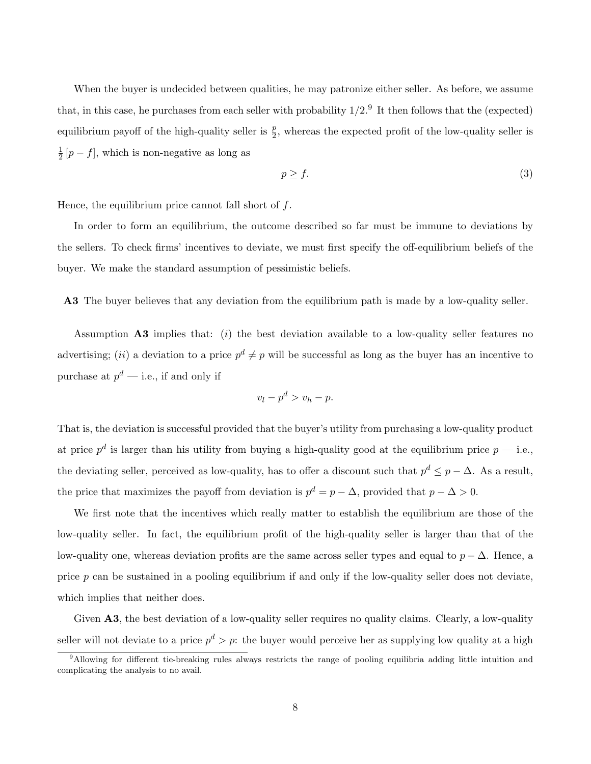When the buyer is undecided between qualities, he may patronize either seller. As before, we assume that, in this case, he purchases from each seller with probability $1/2$.[9] It then follows that the (expected) equilibrium payoff of the high-quality seller is $\frac{p}{2}$, whereas the expected profit of the low-quality seller is $\frac{1}{2}[p-f]$, which is non-negative as long as

$$p \geq f. \tag{3}$$

Hence, the equilibrium price cannot fall short of $f$.

In order to form an equilibrium, the outcome described so far must be immune to deviations by the sellers. To check firms' incentives to deviate, we must first specify the off-equilibrium beliefs of the buyer. We make the standard assumption of pessimistic beliefs.

**A3** The buyer believes that any deviation from the equilibrium path is made by a low-quality seller.

Assumption **A3** implies that: (*i*) the best deviation available to a low-quality seller features no advertising; (*ii*) a deviation to a price $p^d \neq p$ will be successful as long as the buyer has an incentive to purchase at $p^d$ — i.e., if and only if

$$v_l - p^d > v_h - p.$$

That is, the deviation is successful provided that the buyer's utility from purchasing a low-quality product at price $p^d$ is larger than his utility from buying a high-quality good at the equilibrium price $p$ — i.e., the deviating seller, perceived as low-quality, has to offer a discount such that $p^d \leq p - \Delta$. As a result, the price that maximizes the payoff from deviation is $p^d = p - \Delta$, provided that $p - \Delta > 0$.

We first note that the incentives which really matter to establish the equilibrium are those of the low-quality seller. In fact, the equilibrium profit of the high-quality seller is larger than that of the low-quality one, whereas deviation profits are the same across seller types and equal to $p - \Delta$. Hence, a price $p$ can be sustained in a pooling equilibrium if and only if the low-quality seller does not deviate, which implies that neither does.

Given **A3**, the best deviation of a low-quality seller requires no quality claims. Clearly, a low-quality seller will not deviate to a price $p^d > p$: the buyer would perceive her as supplying low quality at a high

[9] Allowing for different tie-breaking rules always restricts the range of pooling equilibria adding little intuition and complicating the analysis to no avail.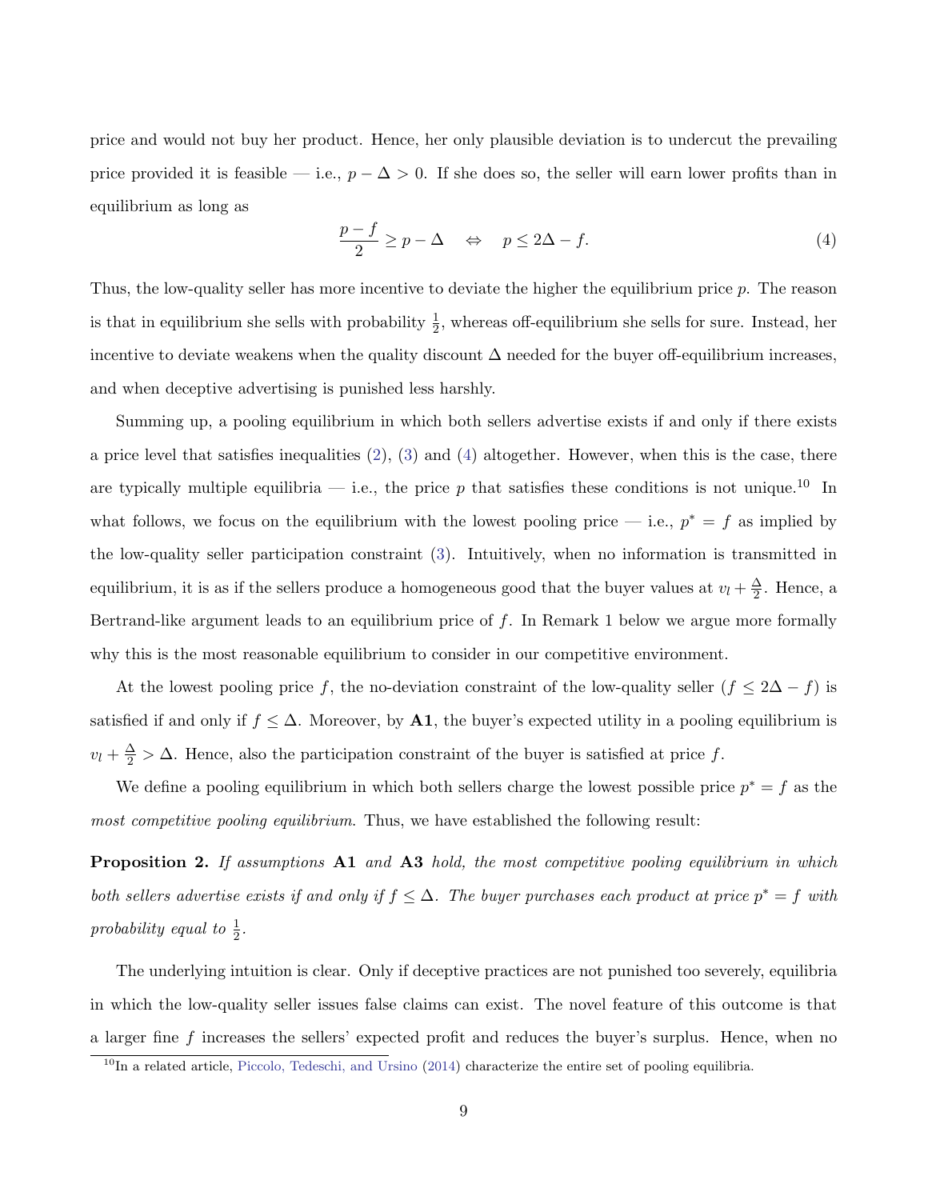price and would not buy her product. Hence, her only plausible deviation is to undercut the prevailing price provided it is feasible — i.e., $p - \Delta > 0$. If she does so, the seller will earn lower profits than in equilibrium as long as

$$\frac{p-f}{2} \geq p - \Delta \quad \Leftrightarrow \quad p \leq 2\Delta - f. \tag{4}$$

Thus, the low-quality seller has more incentive to deviate the higher the equilibrium price $p$. The reason is that in equilibrium she sells with probability $\frac{1}{2}$, whereas off-equilibrium she sells for sure. Instead, her incentive to deviate weakens when the quality discount $\Delta$ needed for the buyer off-equilibrium increases, and when deceptive advertising is punished less harshly.

Summing up, a pooling equilibrium in which both sellers advertise exists if and only if there exists a price level that satisfies inequalities (2), (3) and (4) altogether. However, when this is the case, there are typically multiple equilibria — i.e., the price $p$ that satisfies these conditions is not unique.[10] In what follows, we focus on the equilibrium with the lowest pooling price — i.e., $p^* = f$ as implied by the low-quality seller participation constraint (3). Intuitively, when no information is transmitted in equilibrium, it is as if the sellers produce a homogeneous good that the buyer values at $v_l + \frac{\Delta}{2}$. Hence, a Bertrand-like argument leads to an equilibrium price of $f$. In Remark 1 below we argue more formally why this is the most reasonable equilibrium to consider in our competitive environment.

At the lowest pooling price $f$, the no-deviation constraint of the low-quality seller ($f \leq 2\Delta - f$) is satisfied if and only if $f \leq \Delta$. Moreover, by **A1**, the buyer's expected utility in a pooling equilibrium is $v_l + \frac{\Delta}{2} > \Delta$. Hence, also the participation constraint of the buyer is satisfied at price $f$.

We define a pooling equilibrium in which both sellers charge the lowest possible price $p^* = f$ as the *most competitive pooling equilibrium*. Thus, we have established the following result:

**Proposition 2.** *If assumptions* **A1** *and* **A3** *hold, the most competitive pooling equilibrium in which both sellers advertise exists if and only if $f \leq \Delta$. The buyer purchases each product at price $p^* = f$ with probability equal to $\frac{1}{2}$.*

The underlying intuition is clear. Only if deceptive practices are not punished too severely, equilibria in which the low-quality seller issues false claims can exist. The novel feature of this outcome is that a larger fine $f$ increases the sellers' expected profit and reduces the buyer's surplus. Hence, when no

[10] In a related article, Piccolo, Tedeschi, and Ursino (2014) characterize the entire set of pooling equilibria.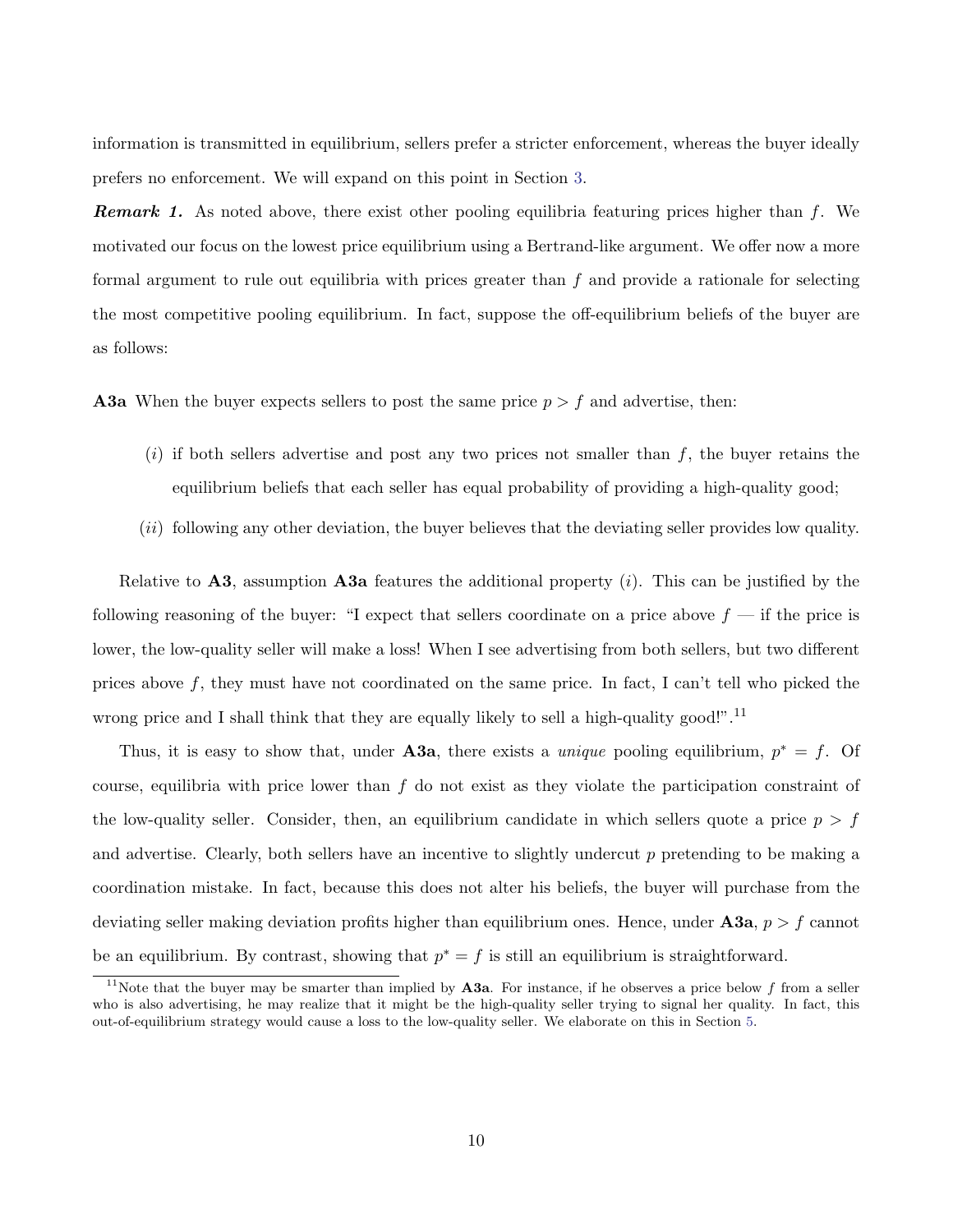information is transmitted in equilibrium, sellers prefer a stricter enforcement, whereas the buyer ideally prefers no enforcement. We will expand on this point in Section 3.

***Remark 1.*** As noted above, there exist other pooling equilibria featuring prices higher than $f$. We motivated our focus on the lowest price equilibrium using a Bertrand-like argument. We offer now a more formal argument to rule out equilibria with prices greater than $f$ and provide a rationale for selecting the most competitive pooling equilibrium. In fact, suppose the off-equilibrium beliefs of the buyer are as follows:

**A3a** When the buyer expects sellers to post the same price $p > f$ and advertise, then:

- $(i)$ if both sellers advertise and post any two prices not smaller than $f$, the buyer retains the equilibrium beliefs that each seller has equal probability of providing a high-quality good;
- $(ii)$ following any other deviation, the buyer believes that the deviating seller provides low quality.

Relative to **A3**, assumption **A3a** features the additional property $(i)$. This can be justified by the following reasoning of the buyer: "I expect that sellers coordinate on a price above $f$ — if the price is lower, the low-quality seller will make a loss! When I see advertising from both sellers, but two different prices above $f$, they must have not coordinated on the same price. In fact, I can't tell who picked the wrong price and I shall think that they are equally likely to sell a high-quality good!".[11]

Thus, it is easy to show that, under **A3a**, there exists a *unique* pooling equilibrium, $p^* = f$. Of course, equilibria with price lower than $f$ do not exist as they violate the participation constraint of the low-quality seller. Consider, then, an equilibrium candidate in which sellers quote a price $p > f$ and advertise. Clearly, both sellers have an incentive to slightly undercut $p$ pretending to be making a coordination mistake. In fact, because this does not alter his beliefs, the buyer will purchase from the deviating seller making deviation profits higher than equilibrium ones. Hence, under **A3a**, $p > f$ cannot be an equilibrium. By contrast, showing that $p^* = f$ is still an equilibrium is straightforward.

[11]Note that the buyer may be smarter than implied by **A3a**. For instance, if he observes a price below $f$ from a seller who is also advertising, he may realize that it might be the high-quality seller trying to signal her quality. In fact, this out-of-equilibrium strategy would cause a loss to the low-quality seller. We elaborate on this in Section 5.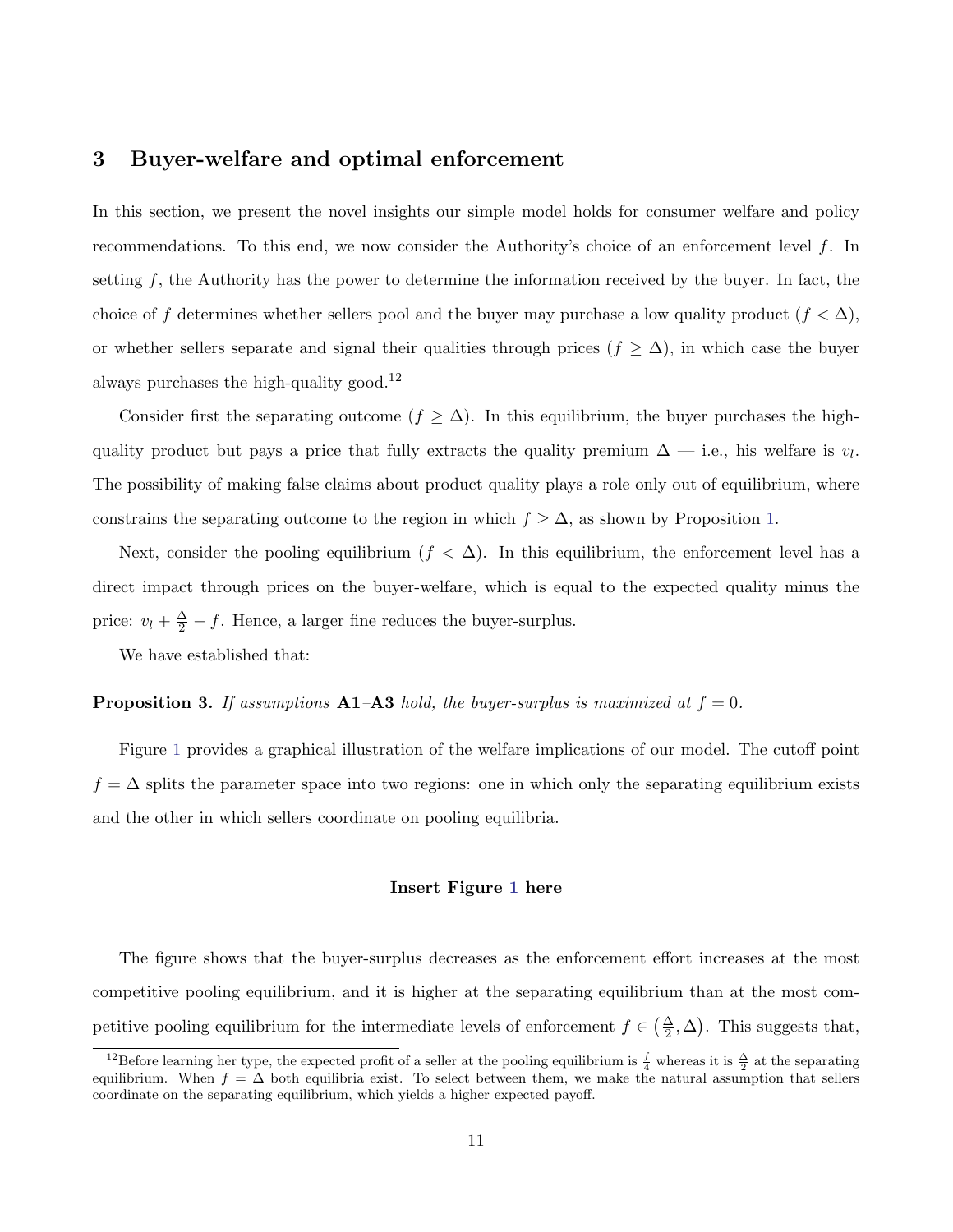## 3 Buyer-welfare and optimal enforcement

In this section, we present the novel insights our simple model holds for consumer welfare and policy recommendations. To this end, we now consider the Authority's choice of an enforcement level $f$. In setting $f$, the Authority has the power to determine the information received by the buyer. In fact, the choice of $f$ determines whether sellers pool and the buyer may purchase a low quality product ($f < \Delta$), or whether sellers separate and signal their qualities through prices ($f \geq \Delta$), in which case the buyer always purchases the high-quality good.[12]

Consider first the separating outcome ($f \geq \Delta$). In this equilibrium, the buyer purchases the high-quality product but pays a price that fully extracts the quality premium $\Delta$ — i.e., his welfare is $v_l$. The possibility of making false claims about product quality plays a role only out of equilibrium, where constrains the separating outcome to the region in which $f \geq \Delta$, as shown by Proposition 1.

Next, consider the pooling equilibrium ($f < \Delta$). In this equilibrium, the enforcement level has a direct impact through prices on the buyer-welfare, which is equal to the expected quality minus the price: $v_l + \frac{\Delta}{2} - f$. Hence, a larger fine reduces the buyer-surplus.

We have established that:

**Proposition 3.** *If assumptions* **A1**–**A3** *hold, the buyer-surplus is maximized at* $f = 0$.

Figure 1 provides a graphical illustration of the welfare implications of our model. The cutoff point $f = \Delta$ splits the parameter space into two regions: one in which only the separating equilibrium exists and the other in which sellers coordinate on pooling equilibria.

**Insert Figure 1 here**

The figure shows that the buyer-surplus decreases as the enforcement effort increases at the most competitive pooling equilibrium, and it is higher at the separating equilibrium than at the most competitive pooling equilibrium for the intermediate levels of enforcement $f \in \left(\frac{\Delta}{2}, \Delta\right)$. This suggests that,

[12] Before learning her type, the expected profit of a seller at the pooling equilibrium is $\frac{f}{4}$ whereas it is $\frac{\Delta}{2}$ at the separating equilibrium. When $f = \Delta$ both equilibria exist. To select between them, we make the natural assumption that sellers coordinate on the separating equilibrium, which yields a higher expected payoff.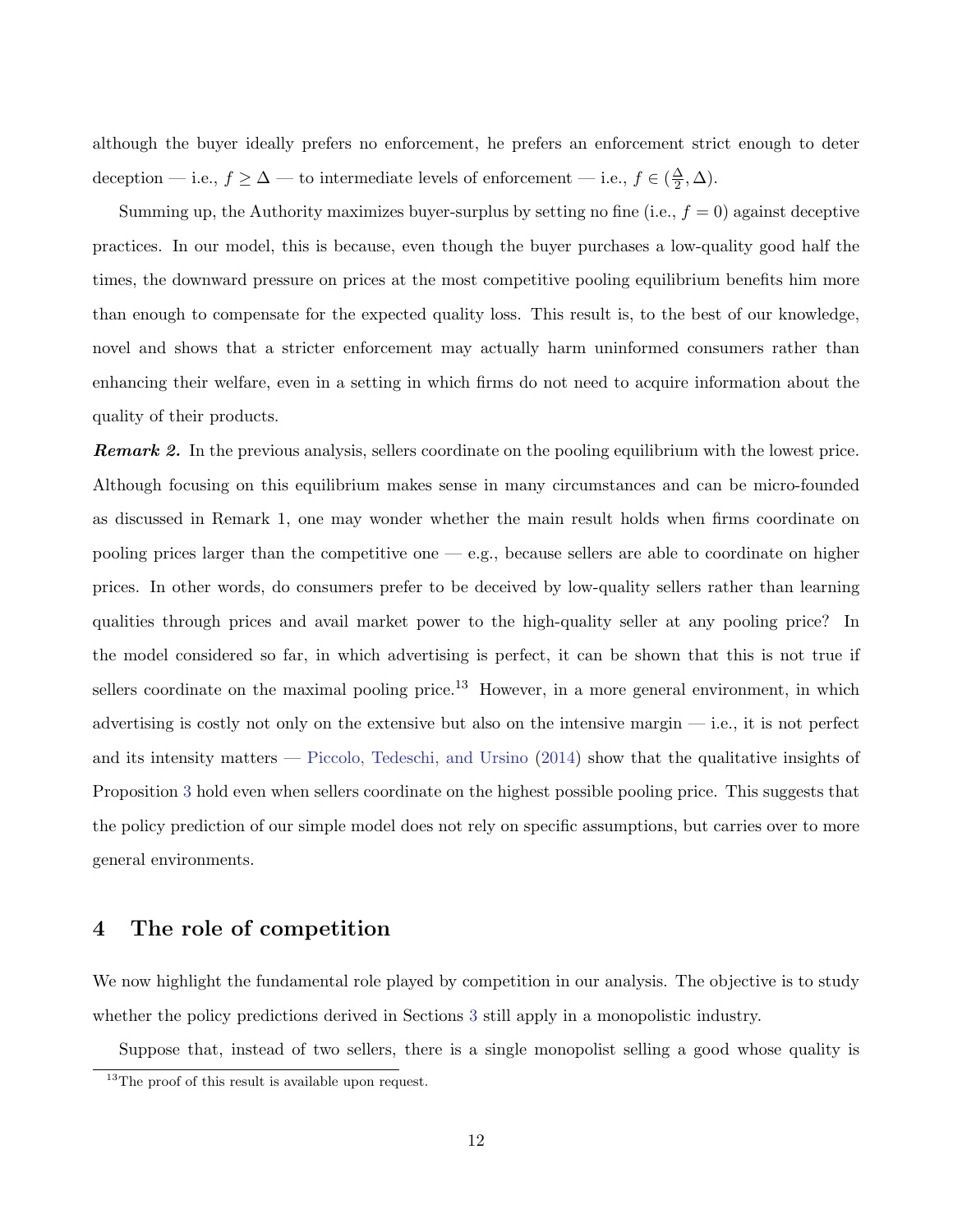although the buyer ideally prefers no enforcement, he prefers an enforcement strict enough to deter deception — i.e., $f \geq \Delta$ — to intermediate levels of enforcement — i.e., $f \in (\frac{\Delta}{2}, \Delta)$.

Summing up, the Authority maximizes buyer-surplus by setting no fine (i.e., $f = 0$) against deceptive practices. In our model, this is because, even though the buyer purchases a low-quality good half the times, the downward pressure on prices at the most competitive pooling equilibrium benefits him more than enough to compensate for the expected quality loss. This result is, to the best of our knowledge, novel and shows that a stricter enforcement may actually harm uninformed consumers rather than enhancing their welfare, even in a setting in which firms do not need to acquire information about the quality of their products.

***Remark 2.*** In the previous analysis, sellers coordinate on the pooling equilibrium with the lowest price. Although focusing on this equilibrium makes sense in many circumstances and can be micro-founded as discussed in Remark 1, one may wonder whether the main result holds when firms coordinate on pooling prices larger than the competitive one — e.g., because sellers are able to coordinate on higher prices. In other words, do consumers prefer to be deceived by low-quality sellers rather than learning qualities through prices and avail market power to the high-quality seller at any pooling price? In the model considered so far, in which advertising is perfect, it can be shown that this is not true if sellers coordinate on the maximal pooling price.[13] However, in a more general environment, in which advertising is costly not only on the extensive but also on the intensive margin — i.e., it is not perfect and its intensity matters — Piccolo, Tedeschi, and Ursino (2014) show that the qualitative insights of Proposition 3 hold even when sellers coordinate on the highest possible pooling price. This suggests that the policy prediction of our simple model does not rely on specific assumptions, but carries over to more general environments.

## 4 The role of competition

We now highlight the fundamental role played by competition in our analysis. The objective is to study whether the policy predictions derived in Sections 3 still apply in a monopolistic industry.

Suppose that, instead of two sellers, there is a single monopolist selling a good whose quality is

[13] The proof of this result is available upon request.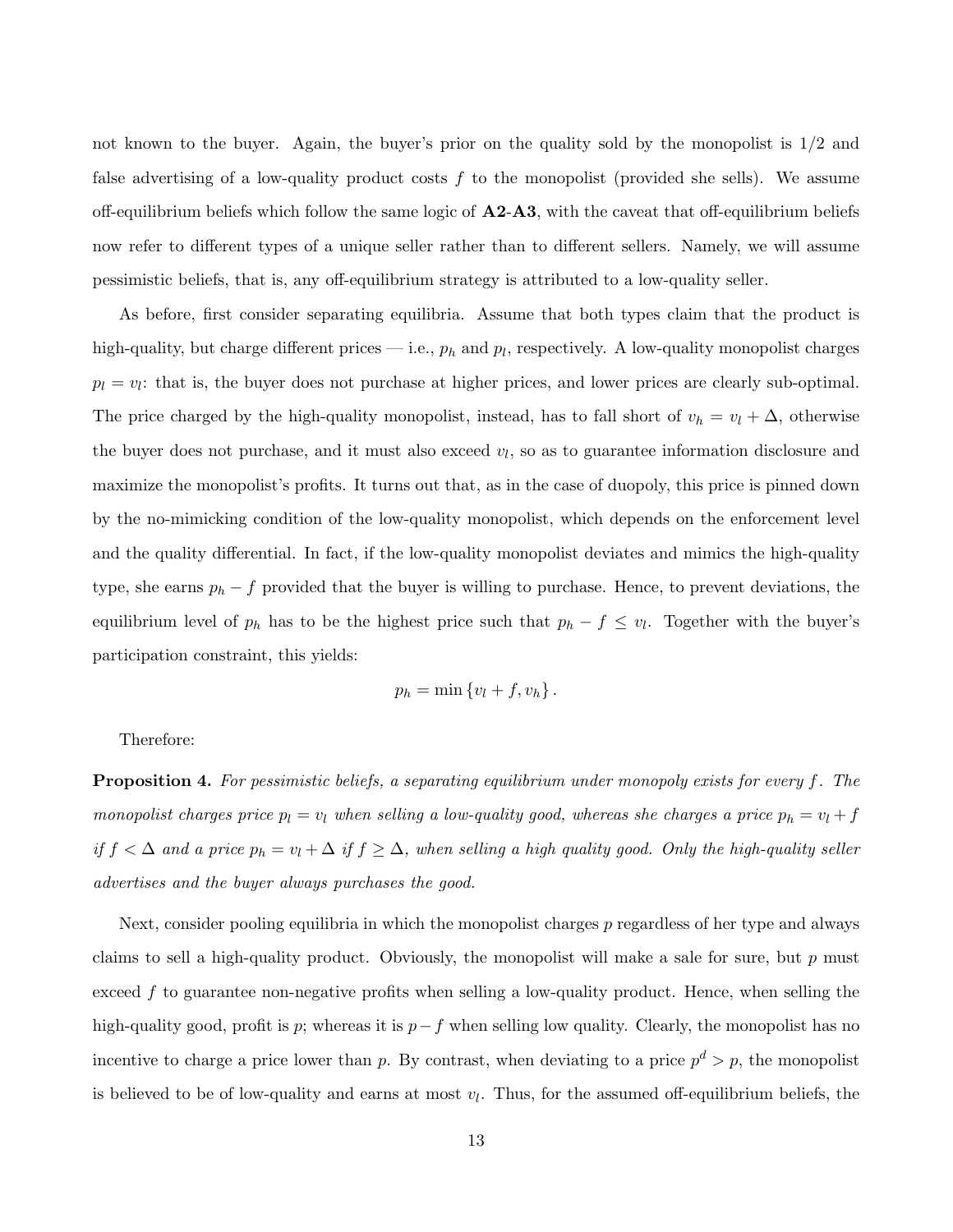not known to the buyer. Again, the buyer's prior on the quality sold by the monopolist is 1/2 and false advertising of a low-quality product costs $f$ to the monopolist (provided she sells). We assume off-equilibrium beliefs which follow the same logic of **A2**-**A3**, with the caveat that off-equilibrium beliefs now refer to different types of a unique seller rather than to different sellers. Namely, we will assume pessimistic beliefs, that is, any off-equilibrium strategy is attributed to a low-quality seller.

As before, first consider separating equilibria. Assume that both types claim that the product is high-quality, but charge different prices — i.e., $p_h$ and $p_l$, respectively. A low-quality monopolist charges $p_l = v_l$: that is, the buyer does not purchase at higher prices, and lower prices are clearly sub-optimal. The price charged by the high-quality monopolist, instead, has to fall short of $v_h = v_l + \Delta$, otherwise the buyer does not purchase, and it must also exceed $v_l$, so as to guarantee information disclosure and maximize the monopolist's profits. It turns out that, as in the case of duopoly, this price is pinned down by the no-mimicking condition of the low-quality monopolist, which depends on the enforcement level and the quality differential. In fact, if the low-quality monopolist deviates and mimics the high-quality type, she earns $p_h - f$ provided that the buyer is willing to purchase. Hence, to prevent deviations, the equilibrium level of $p_h$ has to be the highest price such that $p_h - f \leq v_l$. Together with the buyer's participation constraint, this yields:

$$p_h = \min \{v_l + f, v_h\}.$$

Therefore:

**Proposition 4.** *For pessimistic beliefs, a separating equilibrium under monopoly exists for every $f$. The monopolist charges price $p_l = v_l$ when selling a low-quality good, whereas she charges a price $p_h = v_l + f$ if $f < \Delta$ and a price $p_h = v_l + \Delta$ if $f \geq \Delta$, when selling a high quality good. Only the high-quality seller advertises and the buyer always purchases the good.*

Next, consider pooling equilibria in which the monopolist charges $p$ regardless of her type and always claims to sell a high-quality product. Obviously, the monopolist will make a sale for sure, but $p$ must exceed $f$ to guarantee non-negative profits when selling a low-quality product. Hence, when selling the high-quality good, profit is $p$; whereas it is $p - f$ when selling low quality. Clearly, the monopolist has no incentive to charge a price lower than $p$. By contrast, when deviating to a price $p^d > p$, the monopolist is believed to be of low-quality and earns at most $v_l$. Thus, for the assumed off-equilibrium beliefs, the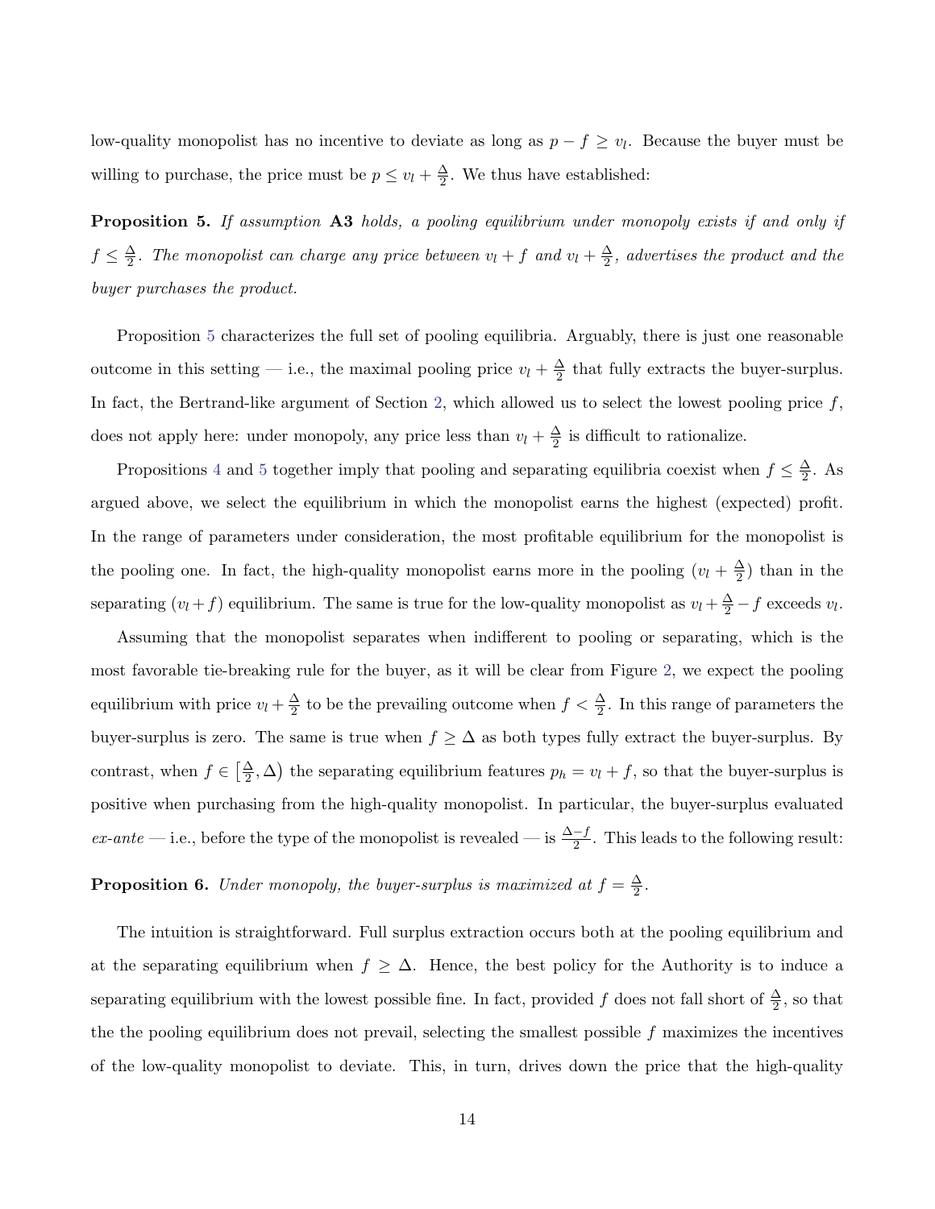low-quality monopolist has no incentive to deviate as long as $p - f \geq v_l$. Because the buyer must be willing to purchase, the price must be $p \leq v_l + \frac{\Delta}{2}$. We thus have established:

**Proposition 5.** *If assumption* **A3** *holds, a pooling equilibrium under monopoly exists if and only if $f \leq \frac{\Delta}{2}$. The monopolist can charge any price between $v_l + f$ and $v_l + \frac{\Delta}{2}$, advertises the product and the buyer purchases the product.*

Proposition 5 characterizes the full set of pooling equilibria. Arguably, there is just one reasonable outcome in this setting — i.e., the maximal pooling price $v_l + \frac{\Delta}{2}$ that fully extracts the buyer-surplus. In fact, the Bertrand-like argument of Section 2, which allowed us to select the lowest pooling price $f$, does not apply here: under monopoly, any price less than $v_l + \frac{\Delta}{2}$ is difficult to rationalize.

Propositions 4 and 5 together imply that pooling and separating equilibria coexist when $f \leq \frac{\Delta}{2}$. As argued above, we select the equilibrium in which the monopolist earns the highest (expected) profit. In the range of parameters under consideration, the most profitable equilibrium for the monopolist is the pooling one. In fact, the high-quality monopolist earns more in the pooling ($v_l + \frac{\Delta}{2}$) than in the separating ($v_l + f$) equilibrium. The same is true for the low-quality monopolist as $v_l + \frac{\Delta}{2} - f$ exceeds $v_l$.

Assuming that the monopolist separates when indifferent to pooling or separating, which is the most favorable tie-breaking rule for the buyer, as it will be clear from Figure 2, we expect the pooling equilibrium with price $v_l + \frac{\Delta}{2}$ to be the prevailing outcome when $f < \frac{\Delta}{2}$. In this range of parameters the buyer-surplus is zero. The same is true when $f \geq \Delta$ as both types fully extract the buyer-surplus. By contrast, when $f \in \left[\frac{\Delta}{2}, \Delta\right)$ the separating equilibrium features $p_h = v_l + f$, so that the buyer-surplus is positive when purchasing from the high-quality monopolist. In particular, the buyer-surplus evaluated *ex-ante* — i.e., before the type of the monopolist is revealed — is $\frac{\Delta - f}{2}$. This leads to the following result:

**Proposition 6.** *Under monopoly, the buyer-surplus is maximized at $f = \frac{\Delta}{2}$.*

The intuition is straightforward. Full surplus extraction occurs both at the pooling equilibrium and at the separating equilibrium when $f \geq \Delta$. Hence, the best policy for the Authority is to induce a separating equilibrium with the lowest possible fine. In fact, provided $f$ does not fall short of $\frac{\Delta}{2}$, so that the the pooling equilibrium does not prevail, selecting the smallest possible $f$ maximizes the incentives of the low-quality monopolist to deviate. This, in turn, drives down the price that the high-quality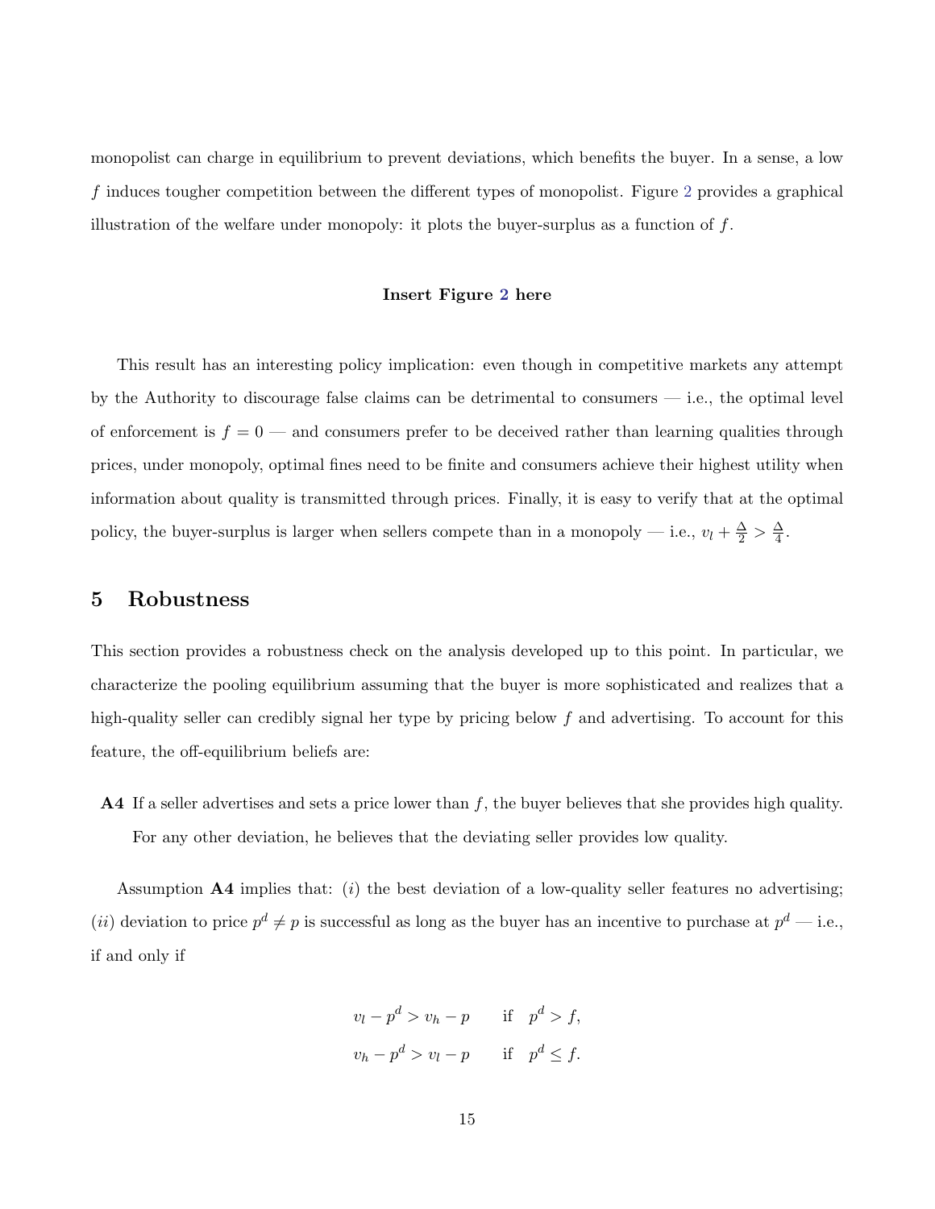monopolist can charge in equilibrium to prevent deviations, which benefits the buyer. In a sense, a low $f$ induces tougher competition between the different types of monopolist. Figure 2 provides a graphical illustration of the welfare under monopoly: it plots the buyer-surplus as a function of $f$.

**Insert Figure 2 here**

This result has an interesting policy implication: even though in competitive markets any attempt by the Authority to discourage false claims can be detrimental to consumers — i.e., the optimal level of enforcement is $f = 0$ — and consumers prefer to be deceived rather than learning qualities through prices, under monopoly, optimal fines need to be finite and consumers achieve their highest utility when information about quality is transmitted through prices. Finally, it is easy to verify that at the optimal policy, the buyer-surplus is larger when sellers compete than in a monopoly — i.e., $v_l + \frac{\Delta}{2} > \frac{\Delta}{4}$.

## 5 Robustness

This section provides a robustness check on the analysis developed up to this point. In particular, we characterize the pooling equilibrium assuming that the buyer is more sophisticated and realizes that a high-quality seller can credibly signal her type by pricing below $f$ and advertising. To account for this feature, the off-equilibrium beliefs are:

**A4** If a seller advertises and sets a price lower than $f$, the buyer believes that she provides high quality. For any other deviation, he believes that the deviating seller provides low quality.

Assumption **A4** implies that: $(i)$ the best deviation of a low-quality seller features no advertising; $(ii)$ deviation to price $p^d \neq p$ is successful as long as the buyer has an incentive to purchase at $p^d$ — i.e., if and only if

$$
\begin{aligned}
v_l - p^d > v_h - p \qquad & \text{if} \quad p^d > f, \\
v_h - p^d > v_l - p \qquad & \text{if} \quad p^d \leq f.
\end{aligned}
$$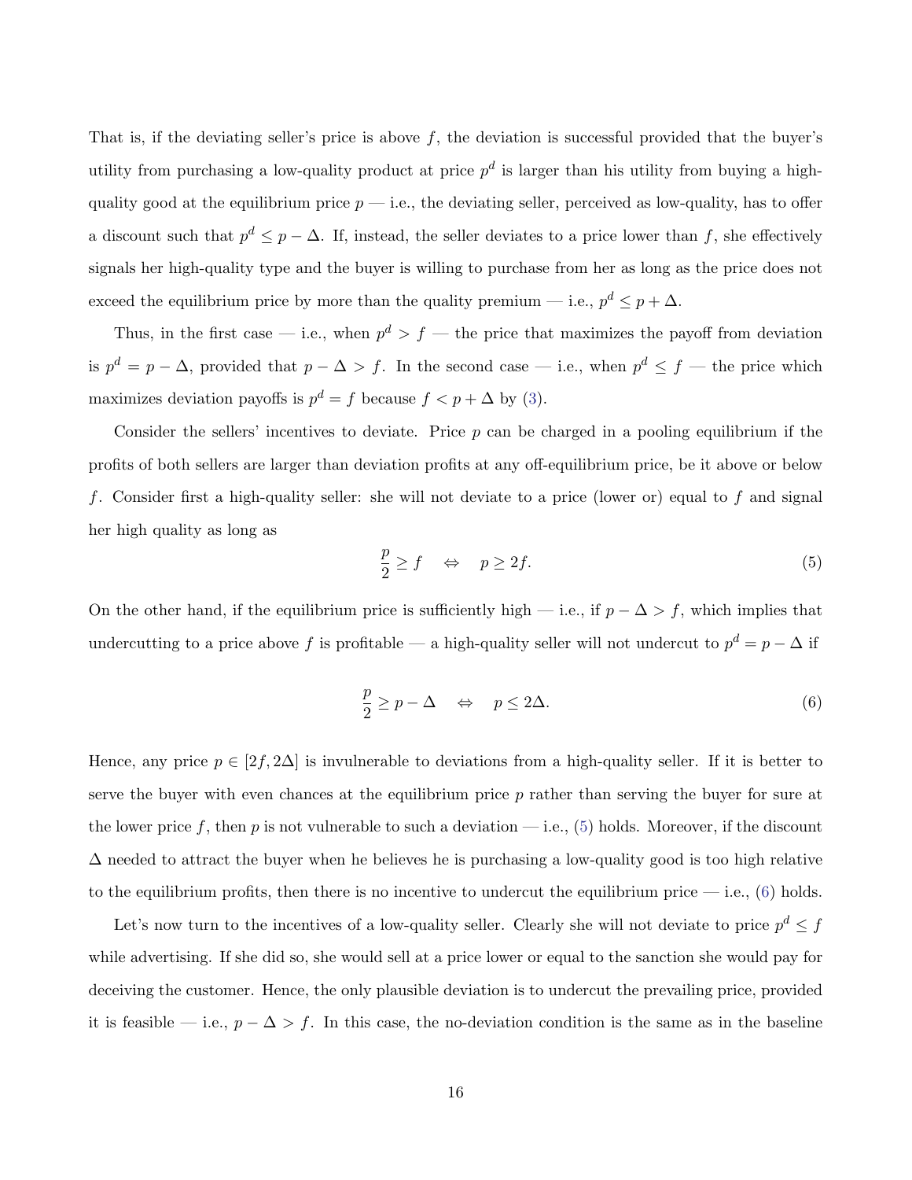That is, if the deviating seller's price is above $f$, the deviation is successful provided that the buyer's utility from purchasing a low-quality product at price $p^d$ is larger than his utility from buying a high-quality good at the equilibrium price $p$ — i.e., the deviating seller, perceived as low-quality, has to offer a discount such that $p^d \leq p - \Delta$. If, instead, the seller deviates to a price lower than $f$, she effectively signals her high-quality type and the buyer is willing to purchase from her as long as the price does not exceed the equilibrium price by more than the quality premium — i.e., $p^d \leq p + \Delta$.

Thus, in the first case — i.e., when $p^d > f$ — the price that maximizes the payoff from deviation is $p^d = p - \Delta$, provided that $p - \Delta > f$. In the second case — i.e., when $p^d \leq f$ — the price which maximizes deviation payoffs is $p^d = f$ because $f < p + \Delta$ by (3).

Consider the sellers' incentives to deviate. Price $p$ can be charged in a pooling equilibrium if the profits of both sellers are larger than deviation profits at any off-equilibrium price, be it above or below $f$. Consider first a high-quality seller: she will not deviate to a price (lower or) equal to $f$ and signal her high quality as long as

$$\frac{p}{2} \geq f \quad \Leftrightarrow \quad p \geq 2f. \tag{5}$$

On the other hand, if the equilibrium price is sufficiently high — i.e., if $p - \Delta > f$, which implies that undercutting to a price above $f$ is profitable — a high-quality seller will not undercut to $p^d = p - \Delta$ if

$$\frac{p}{2} \geq p - \Delta \quad \Leftrightarrow \quad p \leq 2\Delta. \tag{6}$$

Hence, any price $p \in [2f, 2\Delta]$ is invulnerable to deviations from a high-quality seller. If it is better to serve the buyer with even chances at the equilibrium price $p$ rather than serving the buyer for sure at the lower price $f$, then $p$ is not vulnerable to such a deviation — i.e., (5) holds. Moreover, if the discount $\Delta$ needed to attract the buyer when he believes he is purchasing a low-quality good is too high relative to the equilibrium profits, then there is no incentive to undercut the equilibrium price — i.e., (6) holds.

Let's now turn to the incentives of a low-quality seller. Clearly she will not deviate to price $p^d \leq f$ while advertising. If she did so, she would sell at a price lower or equal to the sanction she would pay for deceiving the customer. Hence, the only plausible deviation is to undercut the prevailing price, provided it is feasible — i.e., $p - \Delta > f$. In this case, the no-deviation condition is the same as in the baseline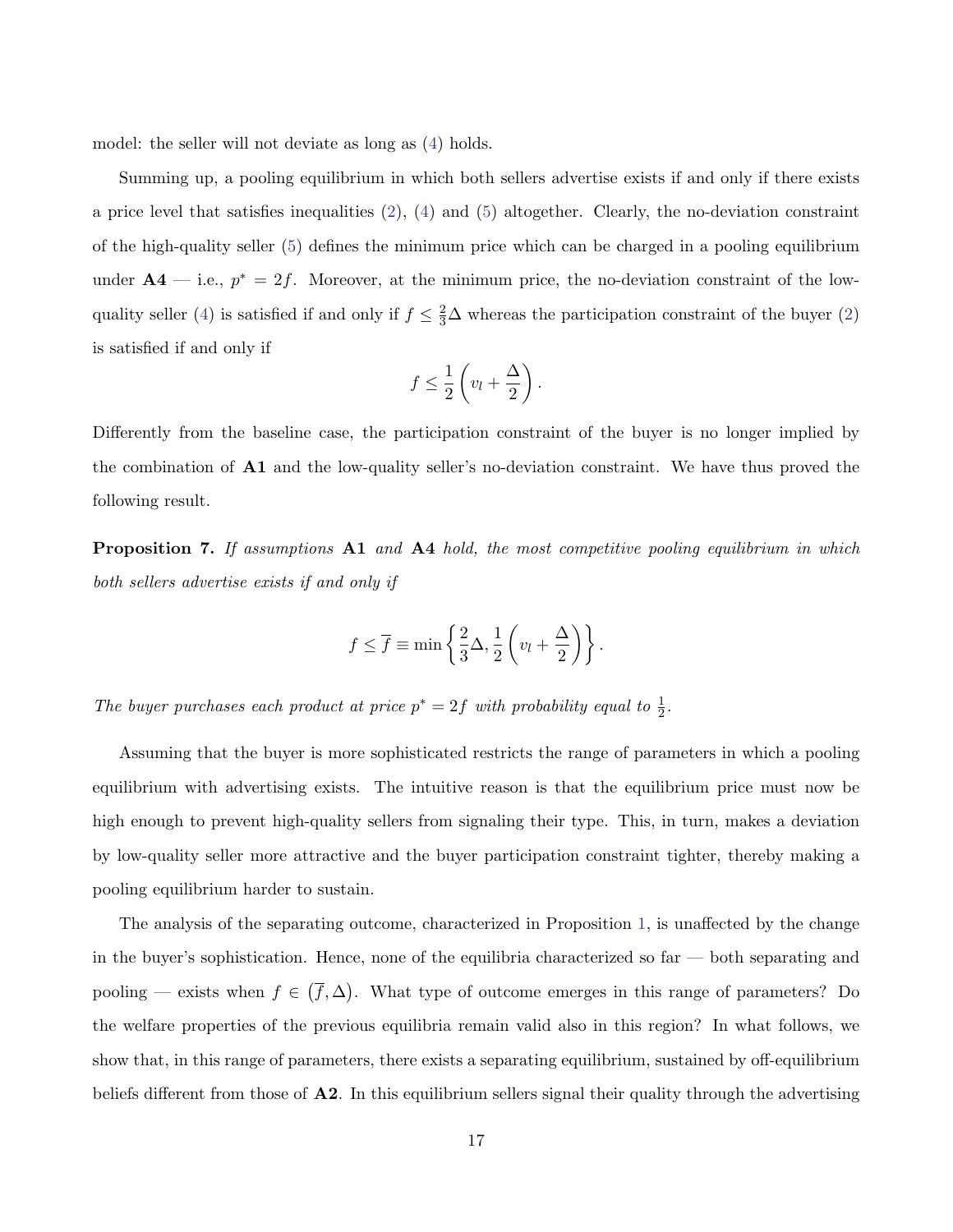model: the seller will not deviate as long as (4) holds.

Summing up, a pooling equilibrium in which both sellers advertise exists if and only if there exists a price level that satisfies inequalities (2), (4) and (5) altogether. Clearly, the no-deviation constraint of the high-quality seller (5) defines the minimum price which can be charged in a pooling equilibrium under **A4** — i.e., $p^* = 2f$. Moreover, at the minimum price, the no-deviation constraint of the low-quality seller (4) is satisfied if and only if $f \leq \frac{2}{3}\Delta$ whereas the participation constraint of the buyer (2) is satisfied if and only if

$$f \leq \frac{1}{2}\left(v_l + \frac{\Delta}{2}\right).$$

Differently from the baseline case, the participation constraint of the buyer is no longer implied by the combination of **A1** and the low-quality seller's no-deviation constraint. We have thus proved the following result.

**Proposition 7.** *If assumptions* **A1** *and* **A4** *hold, the most competitive pooling equilibrium in which both sellers advertise exists if and only if*

$$f \leq \overline{f} \equiv \min\left\{\frac{2}{3}\Delta, \frac{1}{2}\left(v_l + \frac{\Delta}{2}\right)\right\}.$$

*The buyer purchases each product at price $p^* = 2f$ with probability equal to $\frac{1}{2}$.*

Assuming that the buyer is more sophisticated restricts the range of parameters in which a pooling equilibrium with advertising exists. The intuitive reason is that the equilibrium price must now be high enough to prevent high-quality sellers from signaling their type. This, in turn, makes a deviation by low-quality seller more attractive and the buyer participation constraint tighter, thereby making a pooling equilibrium harder to sustain.

The analysis of the separating outcome, characterized in Proposition 1, is unaffected by the change in the buyer's sophistication. Hence, none of the equilibria characterized so far — both separating and pooling — exists when $f \in (\overline{f}, \Delta)$. What type of outcome emerges in this range of parameters? Do the welfare properties of the previous equilibria remain valid also in this region? In what follows, we show that, in this range of parameters, there exists a separating equilibrium, sustained by off-equilibrium beliefs different from those of **A2**. In this equilibrium sellers signal their quality through the advertising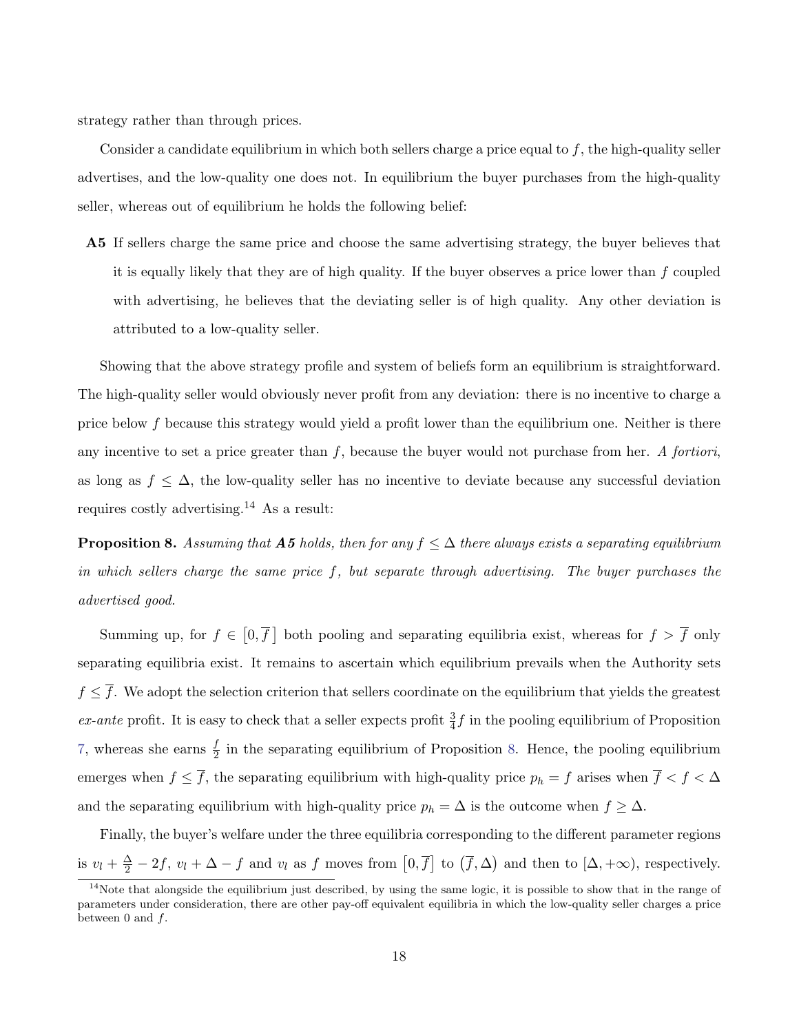strategy rather than through prices.

Consider a candidate equilibrium in which both sellers charge a price equal to $f$, the high-quality seller advertises, and the low-quality one does not. In equilibrium the buyer purchases from the high-quality seller, whereas out of equilibrium he holds the following belief:

**A5** If sellers charge the same price and choose the same advertising strategy, the buyer believes that it is equally likely that they are of high quality. If the buyer observes a price lower than $f$ coupled with advertising, he believes that the deviating seller is of high quality. Any other deviation is attributed to a low-quality seller.

Showing that the above strategy profile and system of beliefs form an equilibrium is straightforward. The high-quality seller would obviously never profit from any deviation: there is no incentive to charge a price below $f$ because this strategy would yield a profit lower than the equilibrium one. Neither is there any incentive to set a price greater than $f$, because the buyer would not purchase from her. *A fortiori*, as long as $f \leq \Delta$, the low-quality seller has no incentive to deviate because any successful deviation requires costly advertising.[14] As a result:

**Proposition 8.** *Assuming that **A5** holds, then for any $f \leq \Delta$ there always exists a separating equilibrium in which sellers charge the same price $f$, but separate through advertising. The buyer purchases the advertised good.*

Summing up, for $f \in [0, \overline{f}]$ both pooling and separating equilibria exist, whereas for $f > \overline{f}$ only separating equilibria exist. It remains to ascertain which equilibrium prevails when the Authority sets $f \leq \overline{f}$. We adopt the selection criterion that sellers coordinate on the equilibrium that yields the greatest *ex-ante* profit. It is easy to check that a seller expects profit $\frac{3}{4}f$ in the pooling equilibrium of Proposition 7, whereas she earns $\frac{f}{2}$ in the separating equilibrium of Proposition 8. Hence, the pooling equilibrium emerges when $f \leq \overline{f}$, the separating equilibrium with high-quality price $p_h = f$ arises when $\overline{f} < f < \Delta$ and the separating equilibrium with high-quality price $p_h = \Delta$ is the outcome when $f \geq \Delta$.

Finally, the buyer's welfare under the three equilibria corresponding to the different parameter regions is $v_l + \frac{\Delta}{2} - 2f$, $v_l + \Delta - f$ and $v_l$ as $f$ moves from $[0, \overline{f}]$ to $(\overline{f}, \Delta)$ and then to $[\Delta, +\infty)$, respectively.

[14] Note that alongside the equilibrium just described, by using the same logic, it is possible to show that in the range of parameters under consideration, there are other pay-off equivalent equilibria in which the low-quality seller charges a price between 0 and $f$.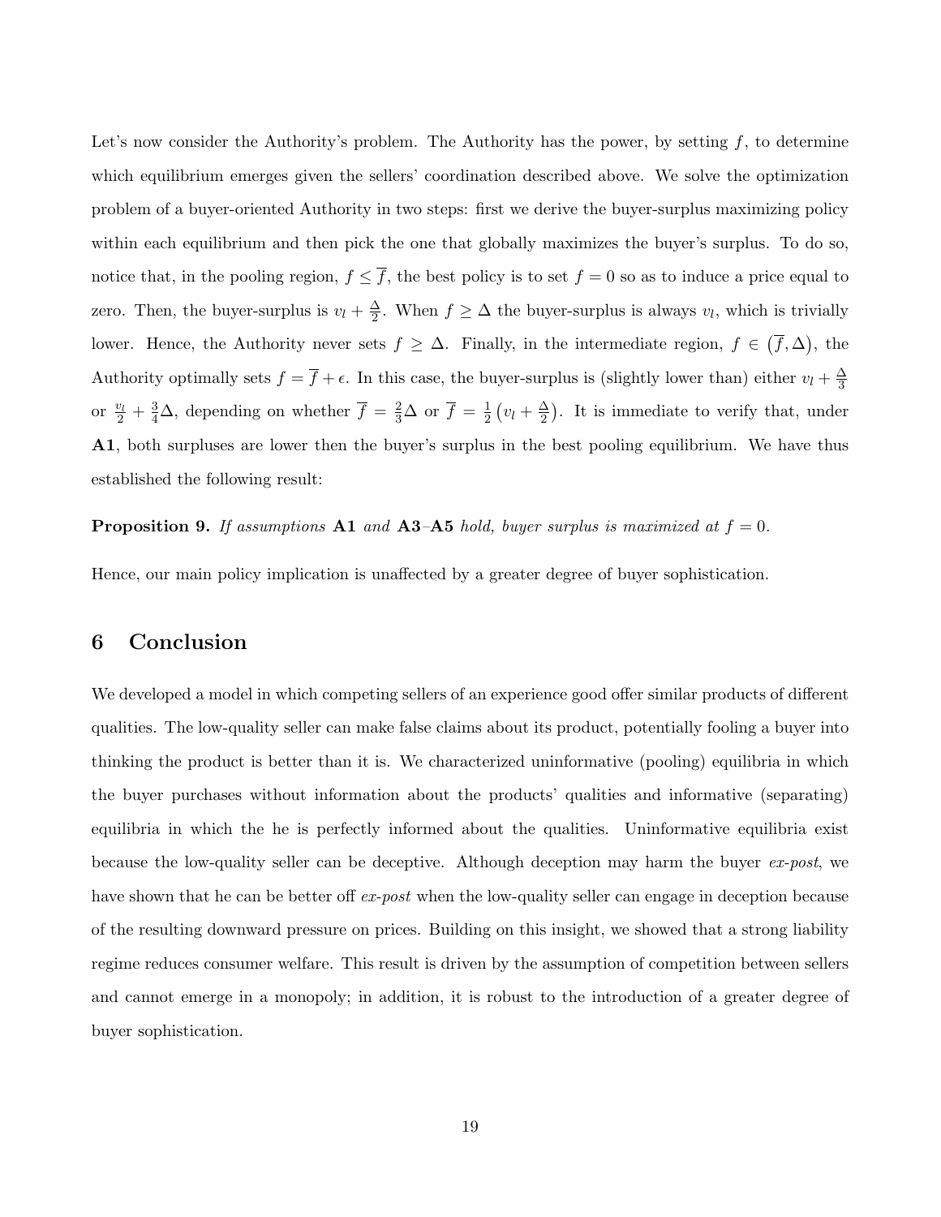Let's now consider the Authority's problem. The Authority has the power, by setting $f$, to determine which equilibrium emerges given the sellers' coordination described above. We solve the optimization problem of a buyer-oriented Authority in two steps: first we derive the buyer-surplus maximizing policy within each equilibrium and then pick the one that globally maximizes the buyer's surplus. To do so, notice that, in the pooling region, $f \leq \overline{f}$, the best policy is to set $f = 0$ so as to induce a price equal to zero. Then, the buyer-surplus is $v_l + \frac{\Delta}{2}$. When $f \geq \Delta$ the buyer-surplus is always $v_l$, which is trivially lower. Hence, the Authority never sets $f \geq \Delta$. Finally, in the intermediate region, $f \in (\overline{f}, \Delta)$, the Authority optimally sets $f = \overline{f} + \epsilon$. In this case, the buyer-surplus is (slightly lower than) either $v_l + \frac{\Delta}{3}$ or $\frac{v_l}{2} + \frac{3}{4}\Delta$, depending on whether $\overline{f} = \frac{2}{3}\Delta$ or $\overline{f} = \frac{1}{2}\left(v_l + \frac{\Delta}{2}\right)$. It is immediate to verify that, under **A1**, both surpluses are lower then the buyer's surplus in the best pooling equilibrium. We have thus established the following result:

**Proposition 9.** *If assumptions* **A1** *and* **A3**–**A5** *hold, buyer surplus is maximized at* $f = 0$.

Hence, our main policy implication is unaffected by a greater degree of buyer sophistication.

## 6 Conclusion

We developed a model in which competing sellers of an experience good offer similar products of different qualities. The low-quality seller can make false claims about its product, potentially fooling a buyer into thinking the product is better than it is. We characterized uninformative (pooling) equilibria in which the buyer purchases without information about the products' qualities and informative (separating) equilibria in which the he is perfectly informed about the qualities. Uninformative equilibria exist because the low-quality seller can be deceptive. Although deception may harm the buyer *ex-post*, we have shown that he can be better off *ex-post* when the low-quality seller can engage in deception because of the resulting downward pressure on prices. Building on this insight, we showed that a strong liability regime reduces consumer welfare. This result is driven by the assumption of competition between sellers and cannot emerge in a monopoly; in addition, it is robust to the introduction of a greater degree of buyer sophistication.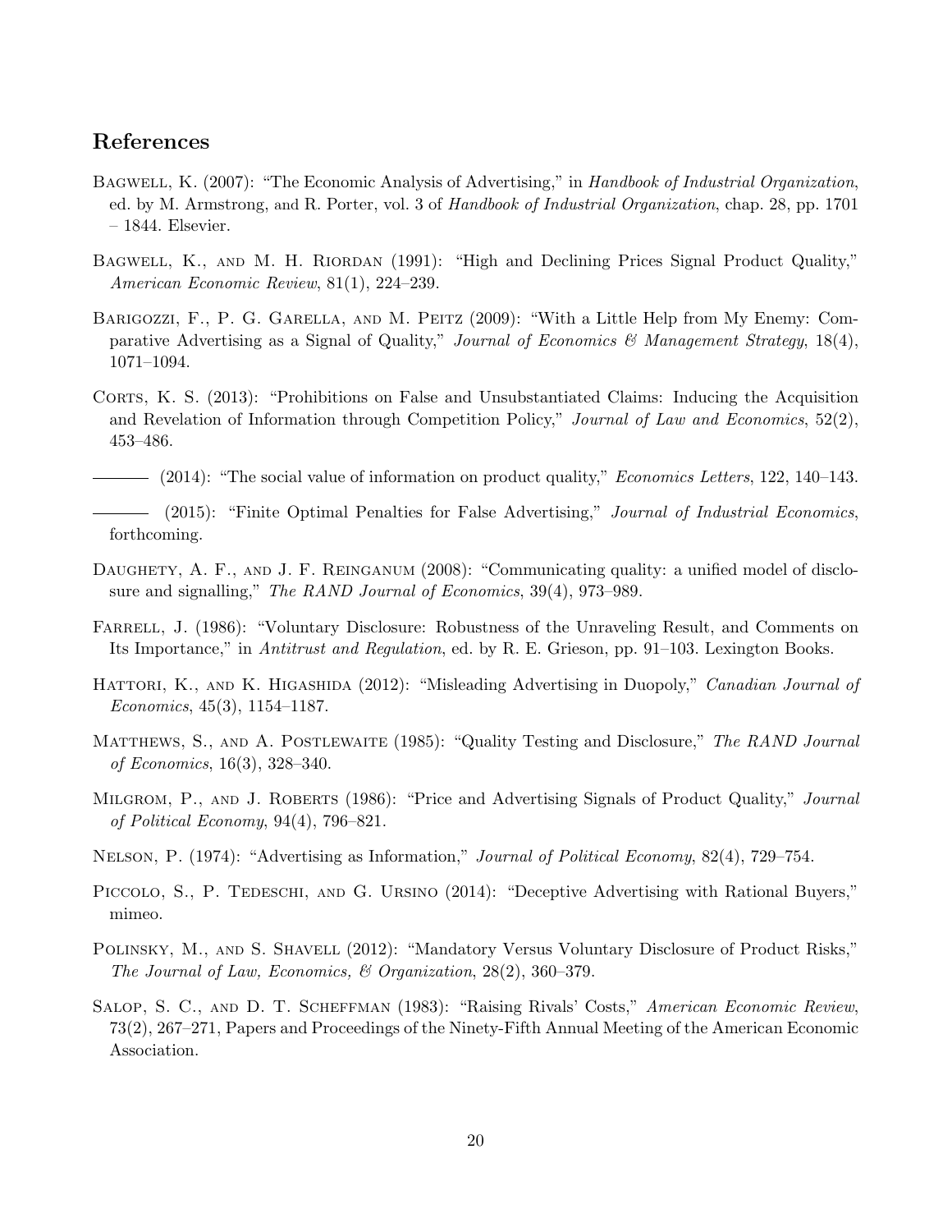## References

Bagwell, K. (2007): "The Economic Analysis of Advertising," in *Handbook of Industrial Organization*, ed. by M. Armstrong, and R. Porter, vol. 3 of *Handbook of Industrial Organization*, chap. 28, pp. 1701 – 1844. Elsevier.

Bagwell, K., and M. H. Riordan (1991): "High and Declining Prices Signal Product Quality," *American Economic Review*, 81(1), 224–239.

Barigozzi, F., P. G. Garella, and M. Peitz (2009): "With a Little Help from My Enemy: Comparative Advertising as a Signal of Quality," *Journal of Economics & Management Strategy*, 18(4), 1071–1094.

Corts, K. S. (2013): "Prohibitions on False and Unsubstantiated Claims: Inducing the Acquisition and Revelation of Information through Competition Policy," *Journal of Law and Economics*, 52(2), 453–486.

——— (2014): "The social value of information on product quality," *Economics Letters*, 122, 140–143.

——— (2015): "Finite Optimal Penalties for False Advertising," *Journal of Industrial Economics*, forthcoming.

Daughety, A. F., and J. F. Reinganum (2008): "Communicating quality: a unified model of disclosure and signalling," *The RAND Journal of Economics*, 39(4), 973–989.

Farrell, J. (1986): "Voluntary Disclosure: Robustness of the Unraveling Result, and Comments on Its Importance," in *Antitrust and Regulation*, ed. by R. E. Grieson, pp. 91–103. Lexington Books.

Hattori, K., and K. Higashida (2012): "Misleading Advertising in Duopoly," *Canadian Journal of Economics*, 45(3), 1154–1187.

Matthews, S., and A. Postlewaite (1985): "Quality Testing and Disclosure," *The RAND Journal of Economics*, 16(3), 328–340.

Milgrom, P., and J. Roberts (1986): "Price and Advertising Signals of Product Quality," *Journal of Political Economy*, 94(4), 796–821.

Nelson, P. (1974): "Advertising as Information," *Journal of Political Economy*, 82(4), 729–754.

Piccolo, S., P. Tedeschi, and G. Ursino (2014): "Deceptive Advertising with Rational Buyers," mimeo.

Polinsky, M., and S. Shavell (2012): "Mandatory Versus Voluntary Disclosure of Product Risks," *The Journal of Law, Economics, & Organization*, 28(2), 360–379.

Salop, S. C., and D. T. Scheffman (1983): "Raising Rivals' Costs," *American Economic Review*, 73(2), 267–271, Papers and Proceedings of the Ninety-Fifth Annual Meeting of the American Economic Association.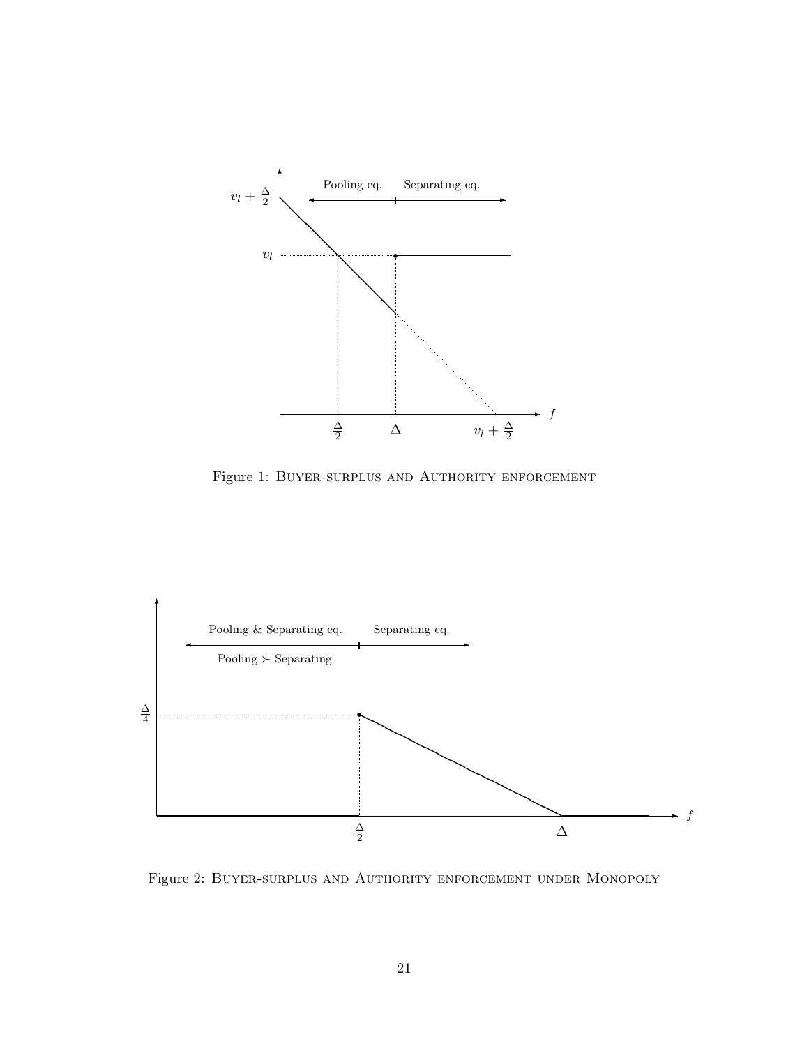Figure 1: Buyer-surplus and Authority enforcement

Figure 2: Buyer-surplus and Authority enforcement under Monopoly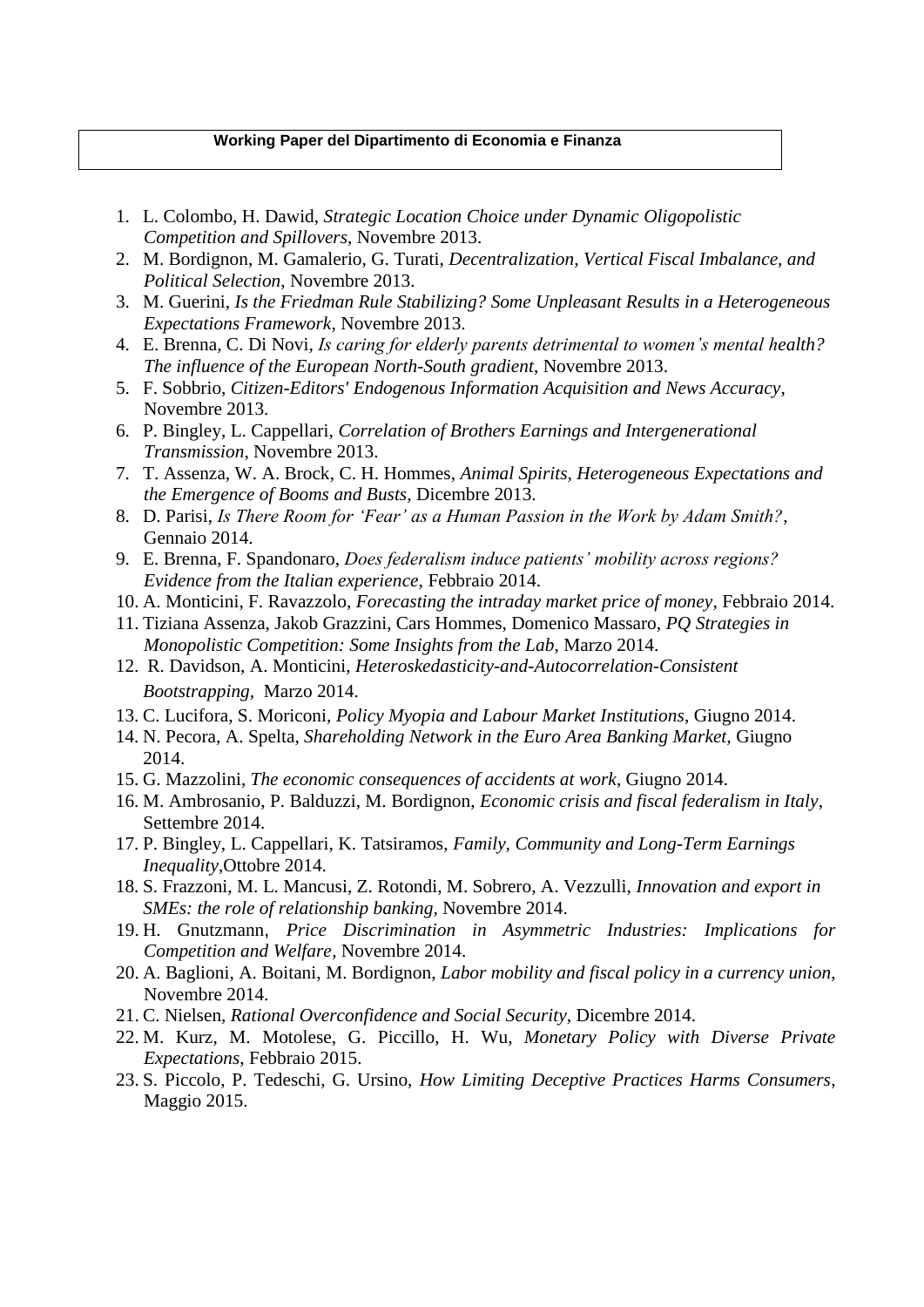**Working Paper del Dipartimento di Economia e Finanza**

1. L. Colombo, H. Dawid, *Strategic Location Choice under Dynamic Oligopolistic Competition and Spillovers*, Novembre 2013.
2. M. Bordignon, M. Gamalerio, G. Turati, *Decentralization, Vertical Fiscal Imbalance, and Political Selection*, Novembre 2013.
3. M. Guerini, *Is the Friedman Rule Stabilizing? Some Unpleasant Results in a Heterogeneous Expectations Framework*, Novembre 2013.
4. E. Brenna, C. Di Novi, *Is caring for elderly parents detrimental to women's mental health? The influence of the European North-South gradient*, Novembre 2013.
5. F. Sobbrio, *Citizen-Editors' Endogenous Information Acquisition and News Accuracy*, Novembre 2013.
6. P. Bingley, L. Cappellari, *Correlation of Brothers Earnings and Intergenerational Transmission*, Novembre 2013.
7. T. Assenza, W. A. Brock, C. H. Hommes, *Animal Spirits, Heterogeneous Expectations and the Emergence of Booms and Busts*, Dicembre 2013.
8. D. Parisi, *Is There Room for 'Fear' as a Human Passion in the Work by Adam Smith?*, Gennaio 2014.
9. E. Brenna, F. Spandonaro, *Does federalism induce patients' mobility across regions? Evidence from the Italian experience*, Febbraio 2014.
10. A. Monticini, F. Ravazzolo, *Forecasting the intraday market price of money*, Febbraio 2014.
11. Tiziana Assenza, Jakob Grazzini, Cars Hommes, Domenico Massaro, *PQ Strategies in Monopolistic Competition: Some Insights from the Lab*, Marzo 2014.
12. R. Davidson, A. Monticini, *Heteroskedasticity-and-Autocorrelation-Consistent Bootstrapping*, Marzo 2014.
13. C. Lucifora, S. Moriconi, *Policy Myopia and Labour Market Institutions*, Giugno 2014.
14. N. Pecora, A. Spelta, *Shareholding Network in the Euro Area Banking Market*, Giugno 2014.
15. G. Mazzolini, *The economic consequences of accidents at work*, Giugno 2014.
16. M. Ambrosanio, P. Balduzzi, M. Bordignon, *Economic crisis and fiscal federalism in Italy*, Settembre 2014.
17. P. Bingley, L. Cappellari, K. Tatsiramos, *Family, Community and Long-Term Earnings Inequality*,Ottobre 2014.
18. S. Frazzoni, M. L. Mancusi, Z. Rotondi, M. Sobrero, A. Vezzulli, *Innovation and export in SMEs: the role of relationship banking*, Novembre 2014.
19. H. Gnutzmann, *Price Discrimination in Asymmetric Industries: Implications for Competition and Welfare*, Novembre 2014.
20. A. Baglioni, A. Boitani, M. Bordignon, *Labor mobility and fiscal policy in a currency union*, Novembre 2014.
21. C. Nielsen, *Rational Overconfidence and Social Security*, Dicembre 2014.
22. M. Kurz, M. Motolese, G. Piccillo, H. Wu, *Monetary Policy with Diverse Private Expectations*, Febbraio 2015.
23. S. Piccolo, P. Tedeschi, G. Ursino, *How Limiting Deceptive Practices Harms Consumers*, Maggio 2015.